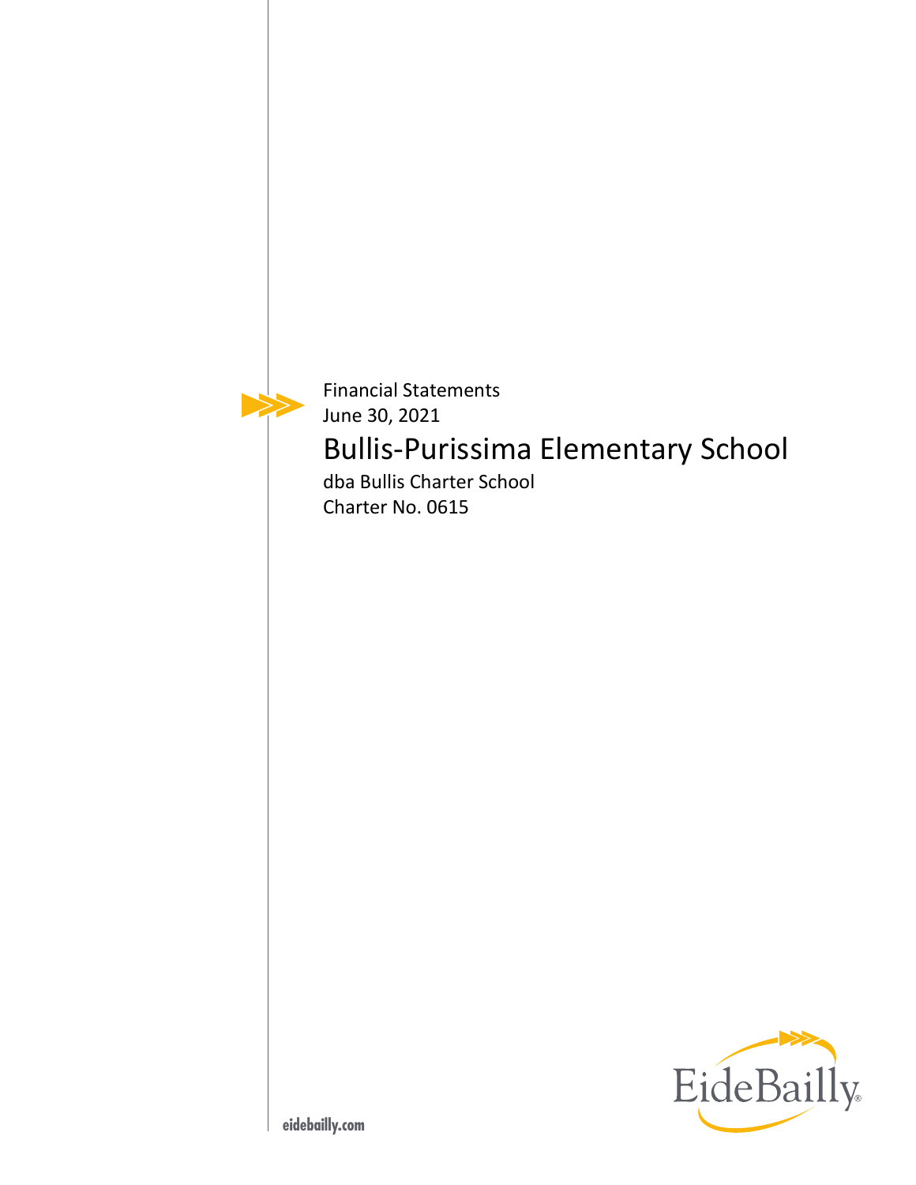Financial Statements

June 30, 2021

# Bullis-Purissima Elementary School

dba Bullis Charter School

Charter No. 0615

EideBailly

eidebailly.com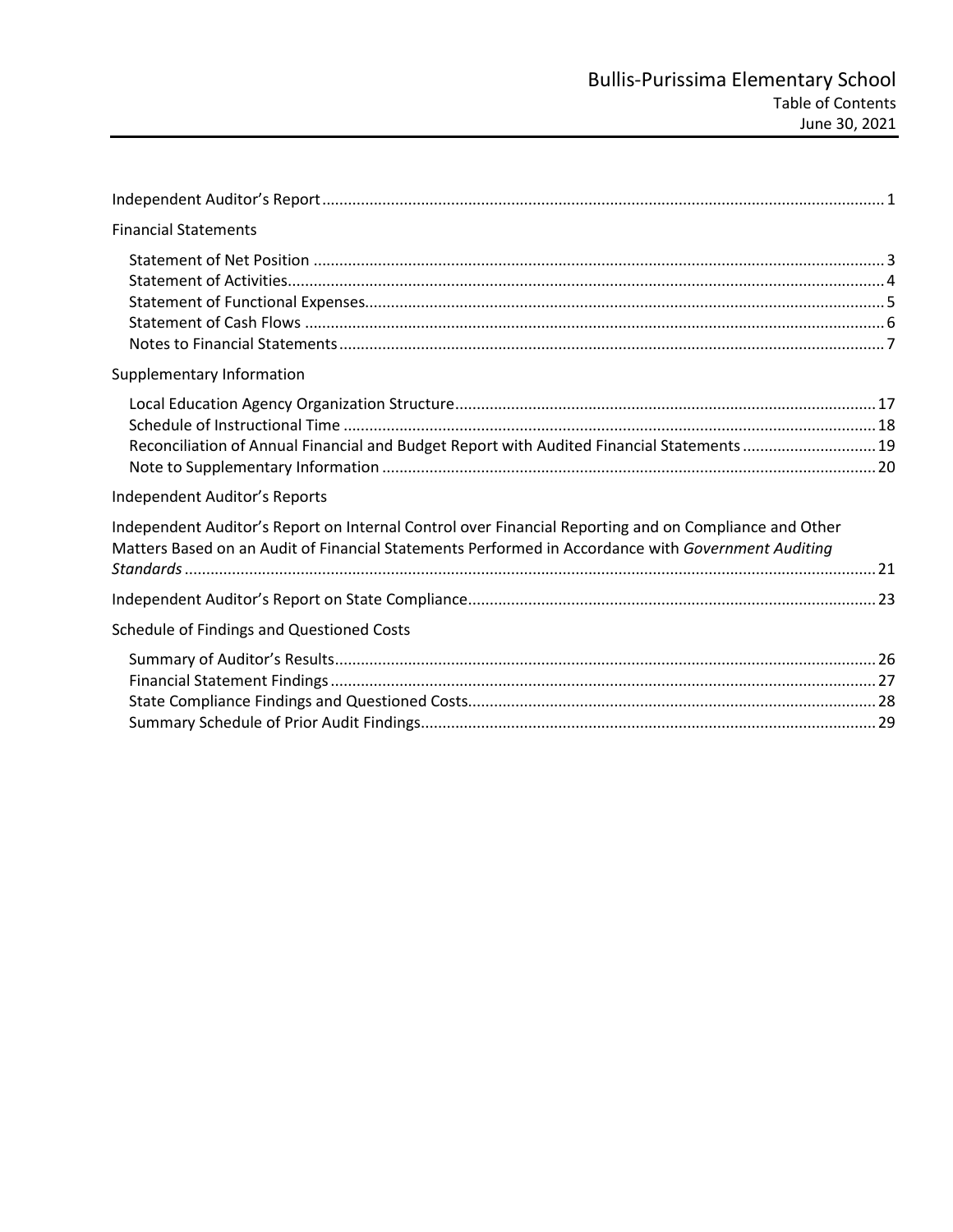# Bullis-Purissima Elementary School

Table of Contents

June 30, 2021

| | |
|---|---|
| Independent Auditor's Report | 1 |
| **Financial Statements** | |
| Statement of Net Position | 3 |
| Statement of Activities | 4 |
| Statement of Functional Expenses | 5 |
| Statement of Cash Flows | 6 |
| Notes to Financial Statements | 7 |
| **Supplementary Information** | |
| Local Education Agency Organization Structure | 17 |
| Schedule of Instructional Time | 18 |
| Reconciliation of Annual Financial and Budget Report with Audited Financial Statements | 19 |
| Note to Supplementary Information | 20 |
| **Independent Auditor's Reports** | |
| Independent Auditor's Report on Internal Control over Financial Reporting and on Compliance and Other Matters Based on an Audit of Financial Statements Performed in Accordance with *Government Auditing Standards* | 21 |
| Independent Auditor's Report on State Compliance | 23 |
| **Schedule of Findings and Questioned Costs** | |
| Summary of Auditor's Results | 26 |
| Financial Statement Findings | 27 |
| State Compliance Findings and Questioned Costs | 28 |
| Summary Schedule of Prior Audit Findings | 29 |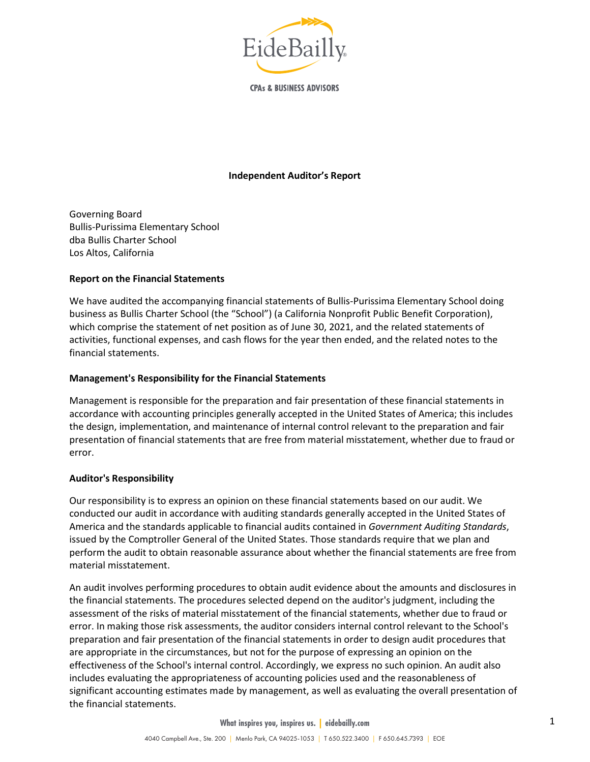# Independent Auditor's Report

Governing Board
Bullis-Purissima Elementary School
dba Bullis Charter School
Los Altos, California

## Report on the Financial Statements

We have audited the accompanying financial statements of Bullis-Purissima Elementary School doing business as Bullis Charter School (the "School") (a California Nonprofit Public Benefit Corporation), which comprise the statement of net position as of June 30, 2021, and the related statements of activities, functional expenses, and cash flows for the year then ended, and the related notes to the financial statements.

## Management's Responsibility for the Financial Statements

Management is responsible for the preparation and fair presentation of these financial statements in accordance with accounting principles generally accepted in the United States of America; this includes the design, implementation, and maintenance of internal control relevant to the preparation and fair presentation of financial statements that are free from material misstatement, whether due to fraud or error.

## Auditor's Responsibility

Our responsibility is to express an opinion on these financial statements based on our audit. We conducted our audit in accordance with auditing standards generally accepted in the United States of America and the standards applicable to financial audits contained in *Government Auditing Standards*, issued by the Comptroller General of the United States. Those standards require that we plan and perform the audit to obtain reasonable assurance about whether the financial statements are free from material misstatement.

An audit involves performing procedures to obtain audit evidence about the amounts and disclosures in the financial statements. The procedures selected depend on the auditor's judgment, including the assessment of the risks of material misstatement of the financial statements, whether due to fraud or error. In making those risk assessments, the auditor considers internal control relevant to the School's preparation and fair presentation of the financial statements in order to design audit procedures that are appropriate in the circumstances, but not for the purpose of expressing an opinion on the effectiveness of the School's internal control. Accordingly, we express no such opinion. An audit also includes evaluating the appropriateness of accounting policies used and the reasonableness of significant accounting estimates made by management, as well as evaluating the overall presentation of the financial statements.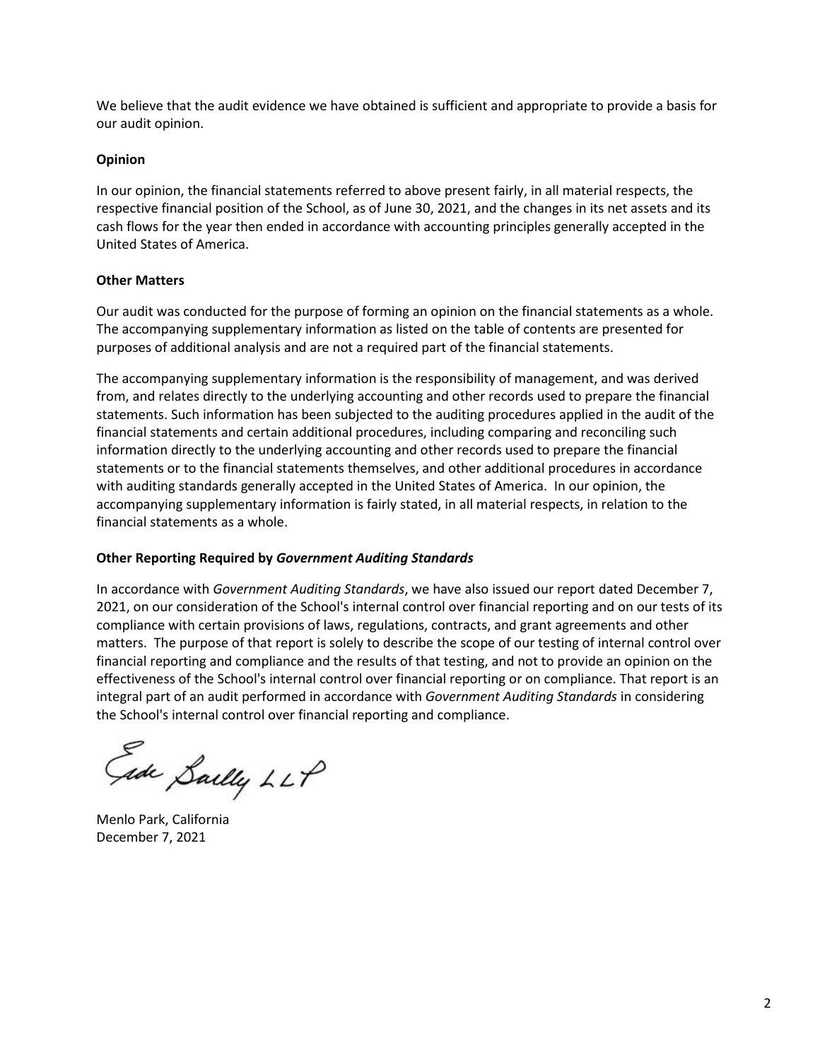We believe that the audit evidence we have obtained is sufficient and appropriate to provide a basis for our audit opinion.

**Opinion**

In our opinion, the financial statements referred to above present fairly, in all material respects, the respective financial position of the School, as of June 30, 2021, and the changes in its net assets and its cash flows for the year then ended in accordance with accounting principles generally accepted in the United States of America.

**Other Matters**

Our audit was conducted for the purpose of forming an opinion on the financial statements as a whole. The accompanying supplementary information as listed on the table of contents are presented for purposes of additional analysis and are not a required part of the financial statements.

The accompanying supplementary information is the responsibility of management, and was derived from, and relates directly to the underlying accounting and other records used to prepare the financial statements. Such information has been subjected to the auditing procedures applied in the audit of the financial statements and certain additional procedures, including comparing and reconciling such information directly to the underlying accounting and other records used to prepare the financial statements or to the financial statements themselves, and other additional procedures in accordance with auditing standards generally accepted in the United States of America. In our opinion, the accompanying supplementary information is fairly stated, in all material respects, in relation to the financial statements as a whole.

**Other Reporting Required by *Government Auditing Standards***

In accordance with *Government Auditing Standards*, we have also issued our report dated December 7, 2021, on our consideration of the School's internal control over financial reporting and on our tests of its compliance with certain provisions of laws, regulations, contracts, and grant agreements and other matters. The purpose of that report is solely to describe the scope of our testing of internal control over financial reporting and compliance and the results of that testing, and not to provide an opinion on the effectiveness of the School's internal control over financial reporting or on compliance. That report is an integral part of an audit performed in accordance with *Government Auditing Standards* in considering the School's internal control over financial reporting and compliance.

Eide Bailly LLP

Menlo Park, California
December 7, 2021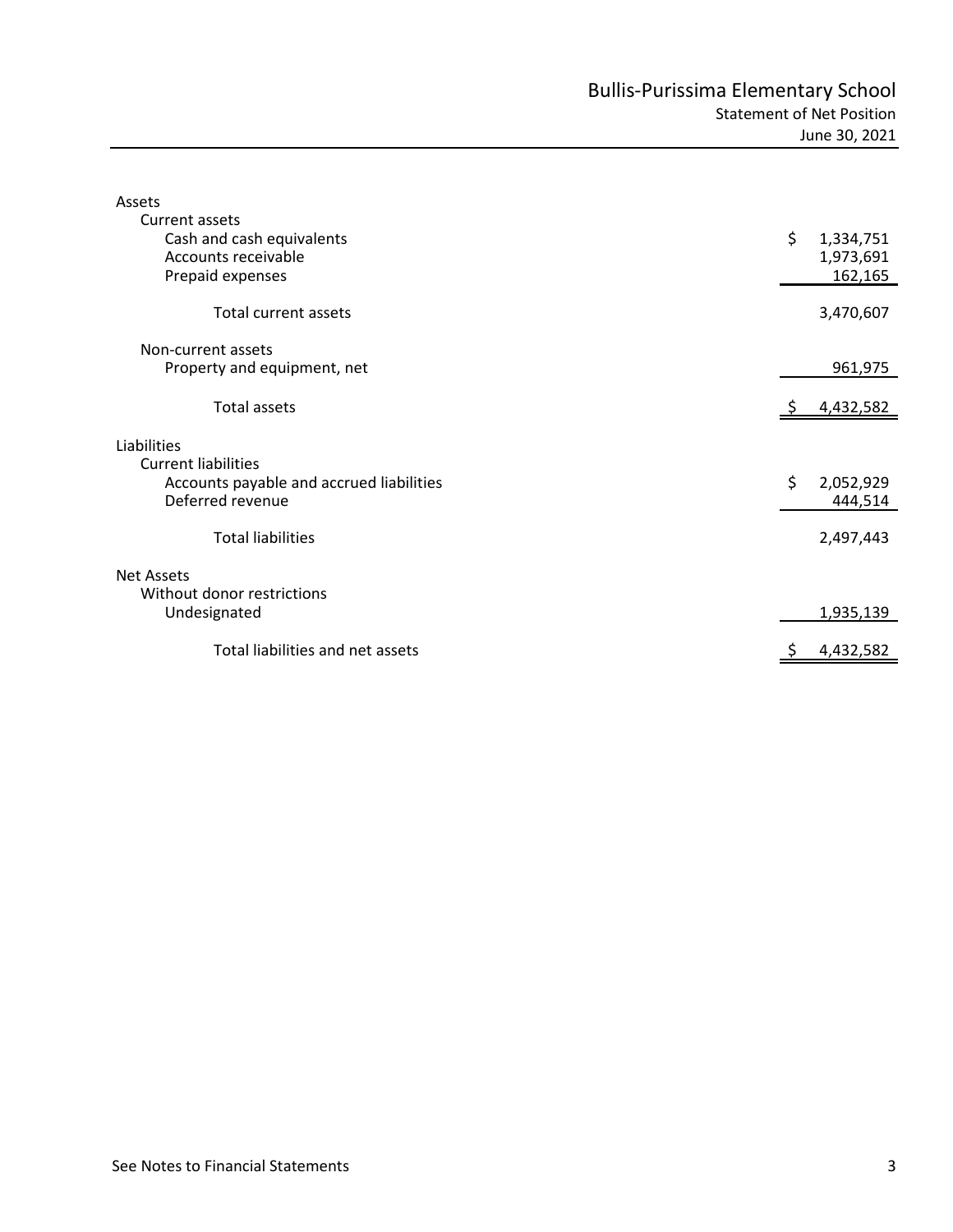# Bullis-Purissima Elementary School

## Statement of Net Position

June 30, 2021

| | |
|---|---|
| **Assets** | |
| Current assets | |
| Cash and cash equivalents | $ 1,334,751 |
| Accounts receivable | 1,973,691 |
| Prepaid expenses | 162,165 |
| Total current assets | 3,470,607 |
| Non-current assets | |
| Property and equipment, net | 961,975 |
| Total assets | $ 4,432,582 |
| **Liabilities** | |
| Current liabilities | |
| Accounts payable and accrued liabilities | $ 2,052,929 |
| Deferred revenue | 444,514 |
| Total liabilities | 2,497,443 |
| **Net Assets** | |
| Without donor restrictions | |
| Undesignated | 1,935,139 |
| Total liabilities and net assets | $ 4,432,582 |

See Notes to Financial Statements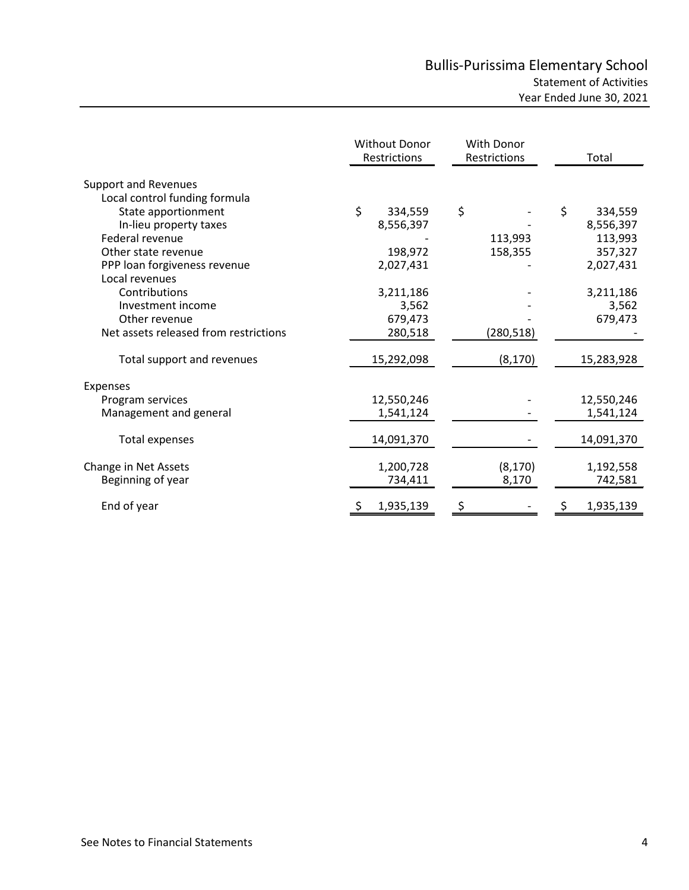# Bullis-Purissima Elementary School

## Statement of Activities

### Year Ended June 30, 2021

| | Without Donor Restrictions | With Donor Restrictions | Total |
|---|---|---|---|
| **Support and Revenues** | | | |
| Local control funding formula | | | |
| State apportionment | $ 334,559 | $ - | $ 334,559 |
| In-lieu property taxes | 8,556,397 | - | 8,556,397 |
| Federal revenue | - | 113,993 | 113,993 |
| Other state revenue | 198,972 | 158,355 | 357,327 |
| PPP loan forgiveness revenue | 2,027,431 | - | 2,027,431 |
| Local revenues | | | |
| Contributions | 3,211,186 | - | 3,211,186 |
| Investment income | 3,562 | - | 3,562 |
| Other revenue | 679,473 | - | 679,473 |
| Net assets released from restrictions | 280,518 | (280,518) | - |
| Total support and revenues | 15,292,098 | (8,170) | 15,283,928 |
| **Expenses** | | | |
| Program services | 12,550,246 | - | 12,550,246 |
| Management and general | 1,541,124 | - | 1,541,124 |
| Total expenses | 14,091,370 | - | 14,091,370 |
| **Change in Net Assets** | 1,200,728 | (8,170) | 1,192,558 |
| Beginning of year | 734,411 | 8,170 | 742,581 |
| End of year | $ 1,935,139 | $ - | $ 1,935,139 |

See Notes to Financial Statements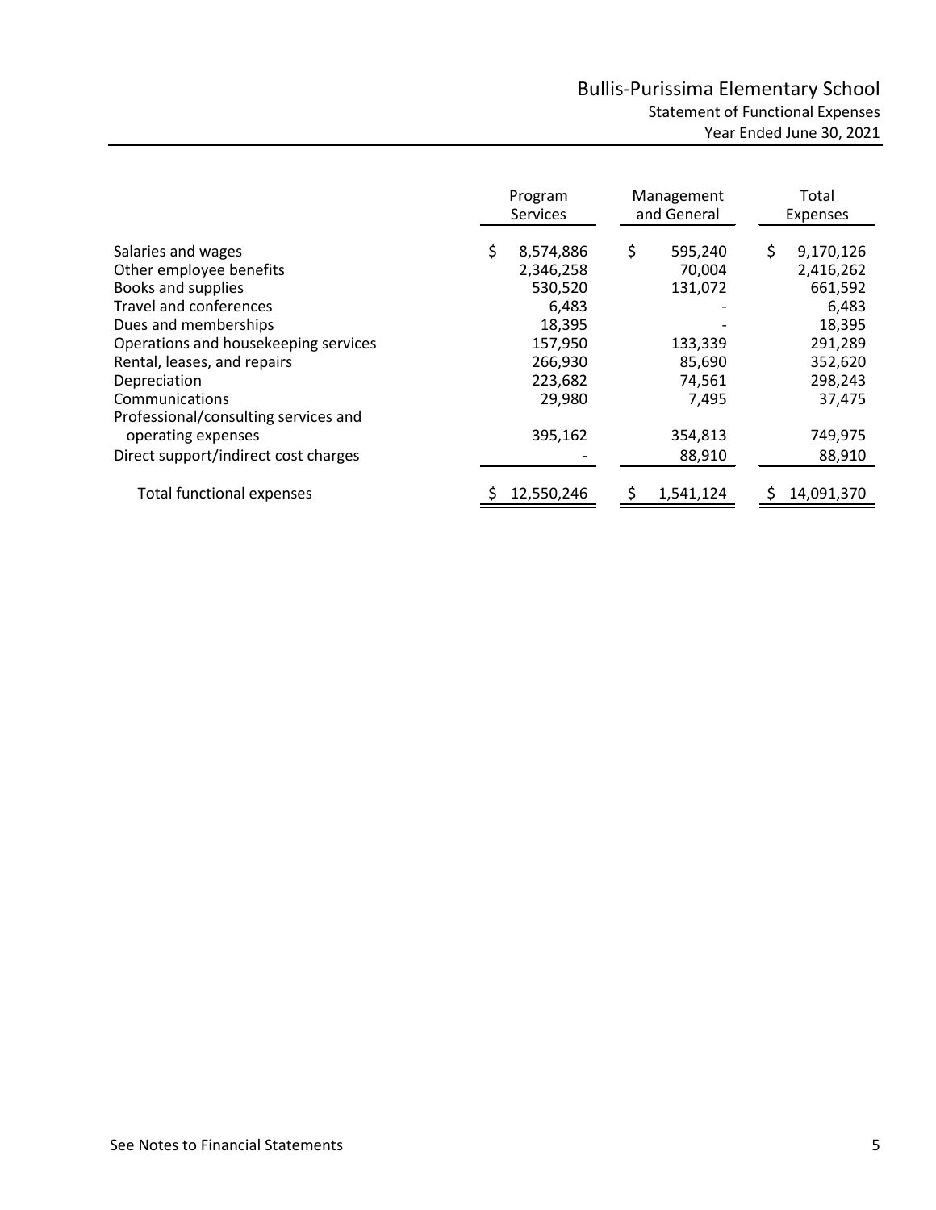# Bullis-Purissima Elementary School

## Statement of Functional Expenses

### Year Ended June 30, 2021

| | Program Services | Management and General | Total Expenses |
|---|---|---|---|
| Salaries and wages | $ 8,574,886 | $ 595,240 | $ 9,170,126 |
| Other employee benefits | 2,346,258 | 70,004 | 2,416,262 |
| Books and supplies | 530,520 | 131,072 | 661,592 |
| Travel and conferences | 6,483 | - | 6,483 |
| Dues and memberships | 18,395 | - | 18,395 |
| Operations and housekeeping services | 157,950 | 133,339 | 291,289 |
| Rental, leases, and repairs | 266,930 | 85,690 | 352,620 |
| Depreciation | 223,682 | 74,561 | 298,243 |
| Communications | 29,980 | 7,495 | 37,475 |
| Professional/consulting services and operating expenses | 395,162 | 354,813 | 749,975 |
| Direct support/indirect cost charges | - | 88,910 | 88,910 |
| Total functional expenses | $ 12,550,246 | $ 1,541,124 | $ 14,091,370 |

See Notes to Financial Statements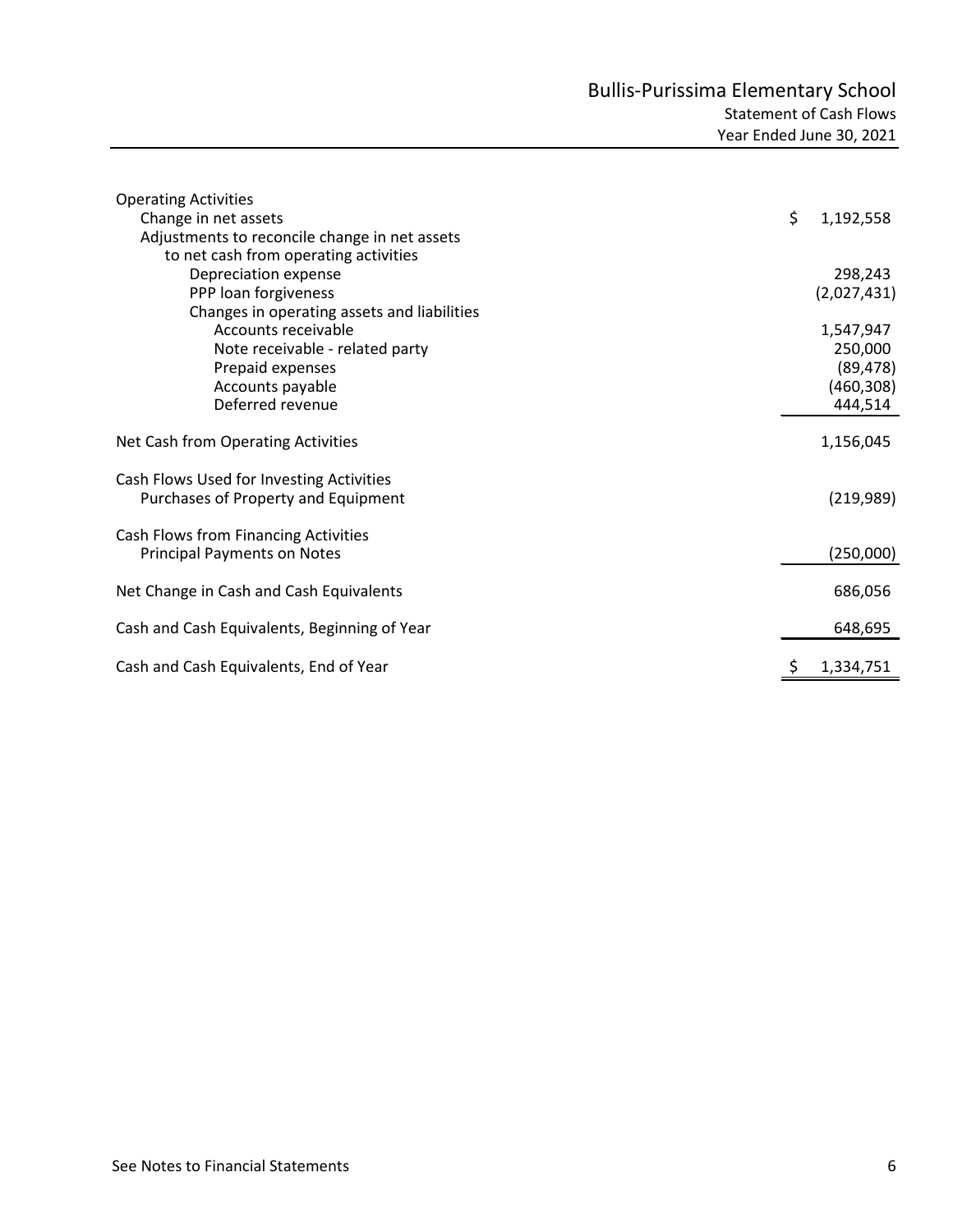# Bullis-Purissima Elementary School

## Statement of Cash Flows

### Year Ended June 30, 2021

| | |
|---|---|
| **Operating Activities** | |
| Change in net assets | $ 1,192,558 |
| Adjustments to reconcile change in net assets to net cash from operating activities | |
| Depreciation expense | 298,243 |
| PPP loan forgiveness | (2,027,431) |
| Changes in operating assets and liabilities | |
| Accounts receivable | 1,547,947 |
| Note receivable - related party | 250,000 |
| Prepaid expenses | (89,478) |
| Accounts payable | (460,308) |
| Deferred revenue | 444,514 |
| Net Cash from Operating Activities | 1,156,045 |
| **Cash Flows Used for Investing Activities** | |
| Purchases of Property and Equipment | (219,989) |
| **Cash Flows from Financing Activities** | |
| Principal Payments on Notes | (250,000) |
| Net Change in Cash and Cash Equivalents | 686,056 |
| Cash and Cash Equivalents, Beginning of Year | 648,695 |
| Cash and Cash Equivalents, End of Year | $ 1,334,751 |

See Notes to Financial Statements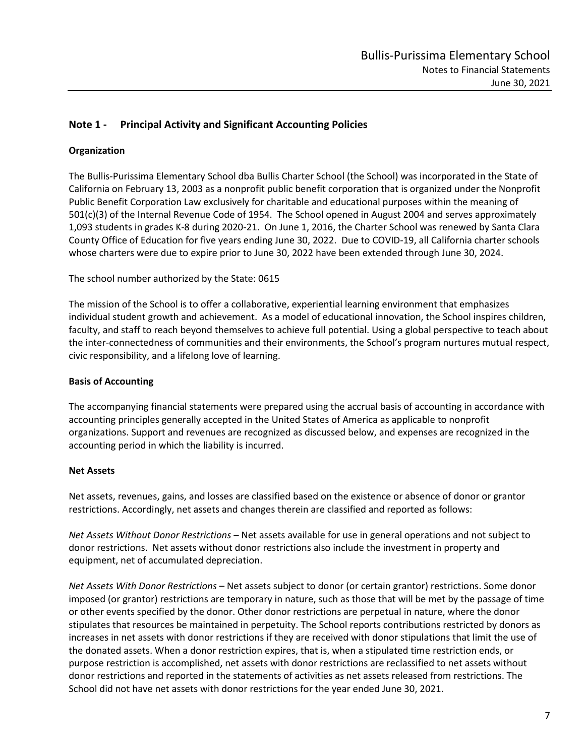## Note 1 - Principal Activity and Significant Accounting Policies

### Organization

The Bullis-Purissima Elementary School dba Bullis Charter School (the School) was incorporated in the State of California on February 13, 2003 as a nonprofit public benefit corporation that is organized under the Nonprofit Public Benefit Corporation Law exclusively for charitable and educational purposes within the meaning of 501(c)(3) of the Internal Revenue Code of 1954. The School opened in August 2004 and serves approximately 1,093 students in grades K-8 during 2020-21. On June 1, 2016, the Charter School was renewed by Santa Clara County Office of Education for five years ending June 30, 2022. Due to COVID-19, all California charter schools whose charters were due to expire prior to June 30, 2022 have been extended through June 30, 2024.

The school number authorized by the State: 0615

The mission of the School is to offer a collaborative, experiential learning environment that emphasizes individual student growth and achievement. As a model of educational innovation, the School inspires children, faculty, and staff to reach beyond themselves to achieve full potential. Using a global perspective to teach about the inter-connectedness of communities and their environments, the School's program nurtures mutual respect, civic responsibility, and a lifelong love of learning.

### Basis of Accounting

The accompanying financial statements were prepared using the accrual basis of accounting in accordance with accounting principles generally accepted in the United States of America as applicable to nonprofit organizations. Support and revenues are recognized as discussed below, and expenses are recognized in the accounting period in which the liability is incurred.

### Net Assets

Net assets, revenues, gains, and losses are classified based on the existence or absence of donor or grantor restrictions. Accordingly, net assets and changes therein are classified and reported as follows:

*Net Assets Without Donor Restrictions* – Net assets available for use in general operations and not subject to donor restrictions. Net assets without donor restrictions also include the investment in property and equipment, net of accumulated depreciation.

*Net Assets With Donor Restrictions* – Net assets subject to donor (or certain grantor) restrictions. Some donor imposed (or grantor) restrictions are temporary in nature, such as those that will be met by the passage of time or other events specified by the donor. Other donor restrictions are perpetual in nature, where the donor stipulates that resources be maintained in perpetuity. The School reports contributions restricted by donors as increases in net assets with donor restrictions if they are received with donor stipulations that limit the use of the donated assets. When a donor restriction expires, that is, when a stipulated time restriction ends, or purpose restriction is accomplished, net assets with donor restrictions are reclassified to net assets without donor restrictions and reported in the statements of activities as net assets released from restrictions. The School did not have net assets with donor restrictions for the year ended June 30, 2021.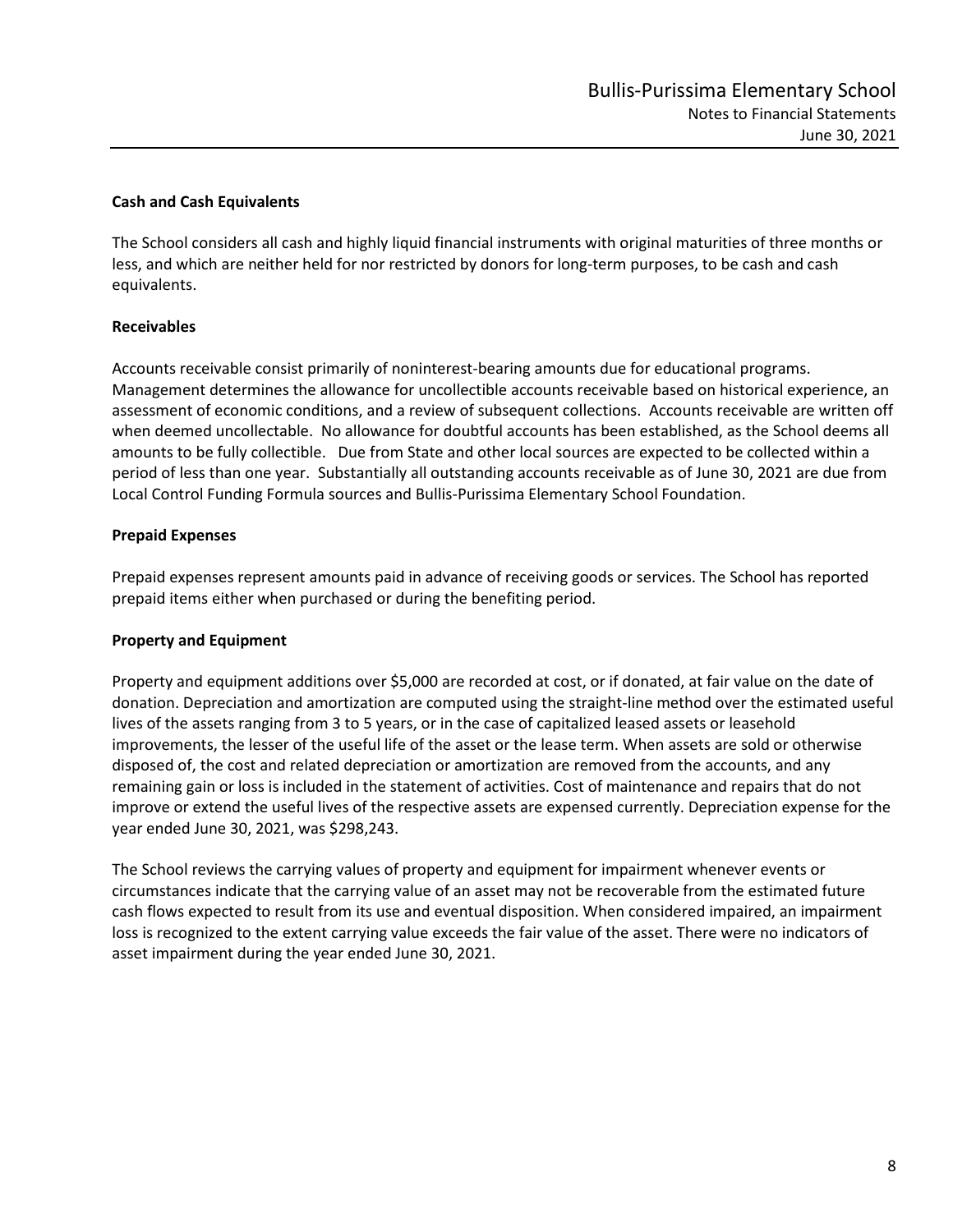### Cash and Cash Equivalents

The School considers all cash and highly liquid financial instruments with original maturities of three months or less, and which are neither held for nor restricted by donors for long-term purposes, to be cash and cash equivalents.

### Receivables

Accounts receivable consist primarily of noninterest-bearing amounts due for educational programs. Management determines the allowance for uncollectible accounts receivable based on historical experience, an assessment of economic conditions, and a review of subsequent collections. Accounts receivable are written off when deemed uncollectable. No allowance for doubtful accounts has been established, as the School deems all amounts to be fully collectible. Due from State and other local sources are expected to be collected within a period of less than one year. Substantially all outstanding accounts receivable as of June 30, 2021 are due from Local Control Funding Formula sources and Bullis-Purissima Elementary School Foundation.

### Prepaid Expenses

Prepaid expenses represent amounts paid in advance of receiving goods or services. The School has reported prepaid items either when purchased or during the benefiting period.

### Property and Equipment

Property and equipment additions over $5,000 are recorded at cost, or if donated, at fair value on the date of donation. Depreciation and amortization are computed using the straight-line method over the estimated useful lives of the assets ranging from 3 to 5 years, or in the case of capitalized leased assets or leasehold improvements, the lesser of the useful life of the asset or the lease term. When assets are sold or otherwise disposed of, the cost and related depreciation or amortization are removed from the accounts, and any remaining gain or loss is included in the statement of activities. Cost of maintenance and repairs that do not improve or extend the useful lives of the respective assets are expensed currently. Depreciation expense for the year ended June 30, 2021, was $298,243.

The School reviews the carrying values of property and equipment for impairment whenever events or circumstances indicate that the carrying value of an asset may not be recoverable from the estimated future cash flows expected to result from its use and eventual disposition. When considered impaired, an impairment loss is recognized to the extent carrying value exceeds the fair value of the asset. There were no indicators of asset impairment during the year ended June 30, 2021.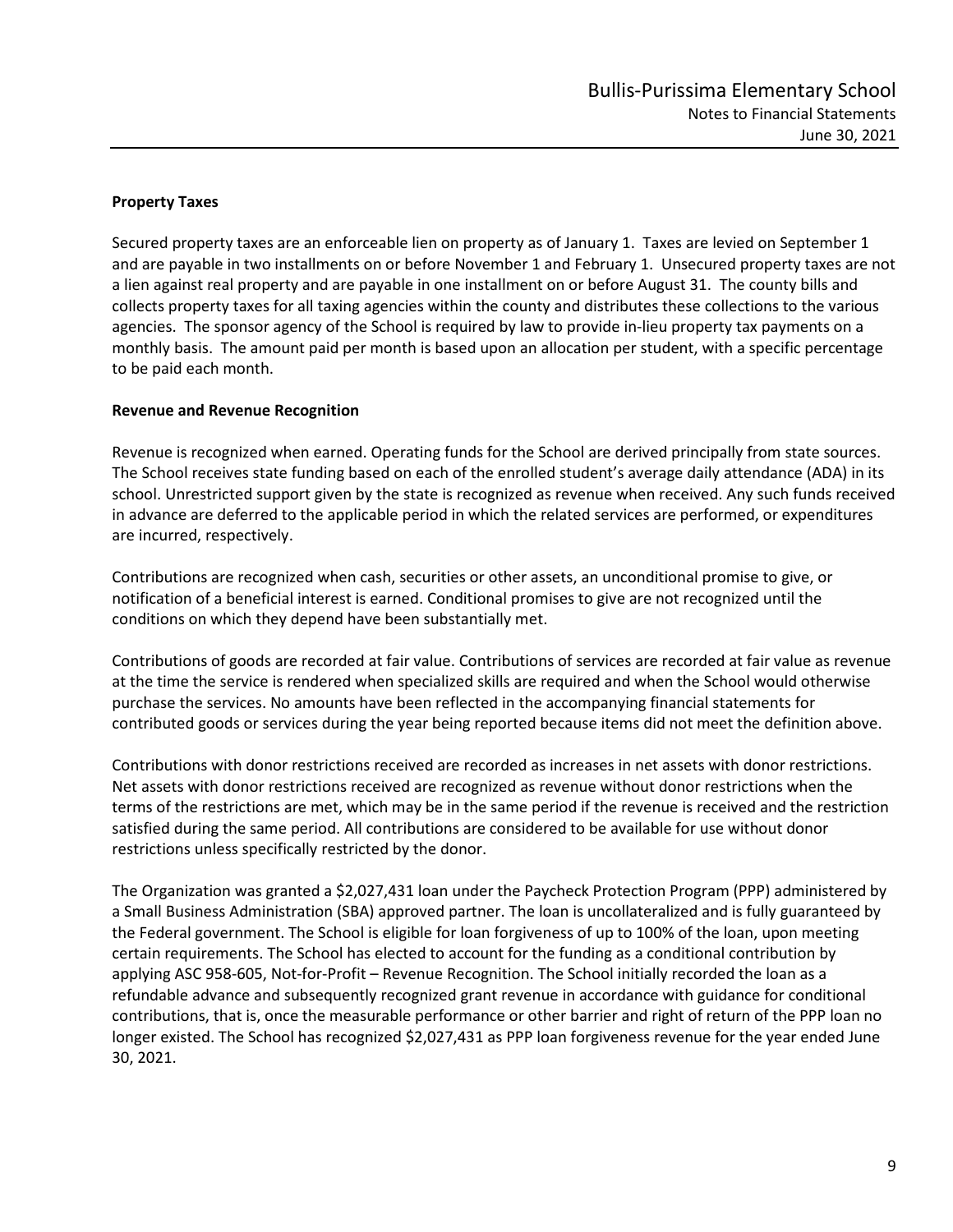**Property Taxes**

Secured property taxes are an enforceable lien on property as of January 1. Taxes are levied on September 1 and are payable in two installments on or before November 1 and February 1. Unsecured property taxes are not a lien against real property and are payable in one installment on or before August 31. The county bills and collects property taxes for all taxing agencies within the county and distributes these collections to the various agencies. The sponsor agency of the School is required by law to provide in-lieu property tax payments on a monthly basis. The amount paid per month is based upon an allocation per student, with a specific percentage to be paid each month.

**Revenue and Revenue Recognition**

Revenue is recognized when earned. Operating funds for the School are derived principally from state sources. The School receives state funding based on each of the enrolled student's average daily attendance (ADA) in its school. Unrestricted support given by the state is recognized as revenue when received. Any such funds received in advance are deferred to the applicable period in which the related services are performed, or expenditures are incurred, respectively.

Contributions are recognized when cash, securities or other assets, an unconditional promise to give, or notification of a beneficial interest is earned. Conditional promises to give are not recognized until the conditions on which they depend have been substantially met.

Contributions of goods are recorded at fair value. Contributions of services are recorded at fair value as revenue at the time the service is rendered when specialized skills are required and when the School would otherwise purchase the services. No amounts have been reflected in the accompanying financial statements for contributed goods or services during the year being reported because items did not meet the definition above.

Contributions with donor restrictions received are recorded as increases in net assets with donor restrictions. Net assets with donor restrictions received are recognized as revenue without donor restrictions when the terms of the restrictions are met, which may be in the same period if the revenue is received and the restriction satisfied during the same period. All contributions are considered to be available for use without donor restrictions unless specifically restricted by the donor.

The Organization was granted a $2,027,431 loan under the Paycheck Protection Program (PPP) administered by a Small Business Administration (SBA) approved partner. The loan is uncollateralized and is fully guaranteed by the Federal government. The School is eligible for loan forgiveness of up to 100% of the loan, upon meeting certain requirements. The School has elected to account for the funding as a conditional contribution by applying ASC 958-605, Not-for-Profit – Revenue Recognition. The School initially recorded the loan as a refundable advance and subsequently recognized grant revenue in accordance with guidance for conditional contributions, that is, once the measurable performance or other barrier and right of return of the PPP loan no longer existed. The School has recognized $2,027,431 as PPP loan forgiveness revenue for the year ended June 30, 2021.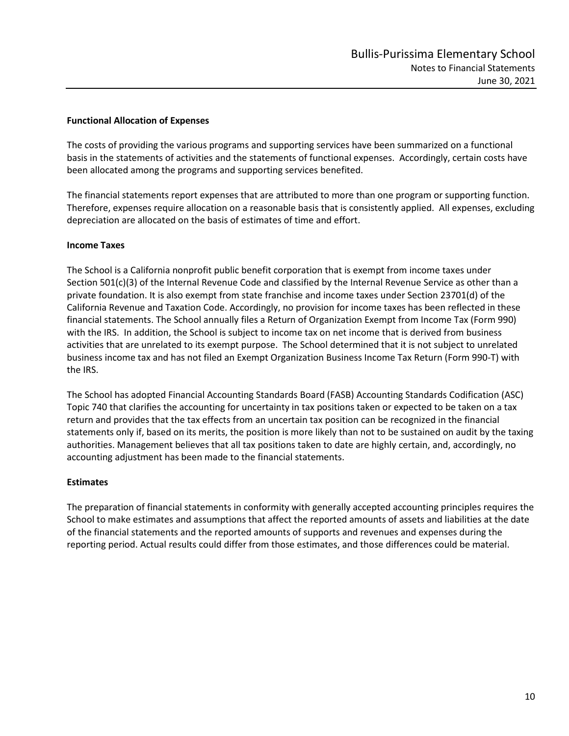**Functional Allocation of Expenses**

The costs of providing the various programs and supporting services have been summarized on a functional basis in the statements of activities and the statements of functional expenses. Accordingly, certain costs have been allocated among the programs and supporting services benefited.

The financial statements report expenses that are attributed to more than one program or supporting function. Therefore, expenses require allocation on a reasonable basis that is consistently applied. All expenses, excluding depreciation are allocated on the basis of estimates of time and effort.

**Income Taxes**

The School is a California nonprofit public benefit corporation that is exempt from income taxes under Section 501(c)(3) of the Internal Revenue Code and classified by the Internal Revenue Service as other than a private foundation. It is also exempt from state franchise and income taxes under Section 23701(d) of the California Revenue and Taxation Code. Accordingly, no provision for income taxes has been reflected in these financial statements. The School annually files a Return of Organization Exempt from Income Tax (Form 990) with the IRS. In addition, the School is subject to income tax on net income that is derived from business activities that are unrelated to its exempt purpose. The School determined that it is not subject to unrelated business income tax and has not filed an Exempt Organization Business Income Tax Return (Form 990-T) with the IRS.

The School has adopted Financial Accounting Standards Board (FASB) Accounting Standards Codification (ASC) Topic 740 that clarifies the accounting for uncertainty in tax positions taken or expected to be taken on a tax return and provides that the tax effects from an uncertain tax position can be recognized in the financial statements only if, based on its merits, the position is more likely than not to be sustained on audit by the taxing authorities. Management believes that all tax positions taken to date are highly certain, and, accordingly, no accounting adjustment has been made to the financial statements.

**Estimates**

The preparation of financial statements in conformity with generally accepted accounting principles requires the School to make estimates and assumptions that affect the reported amounts of assets and liabilities at the date of the financial statements and the reported amounts of supports and revenues and expenses during the reporting period. Actual results could differ from those estimates, and those differences could be material.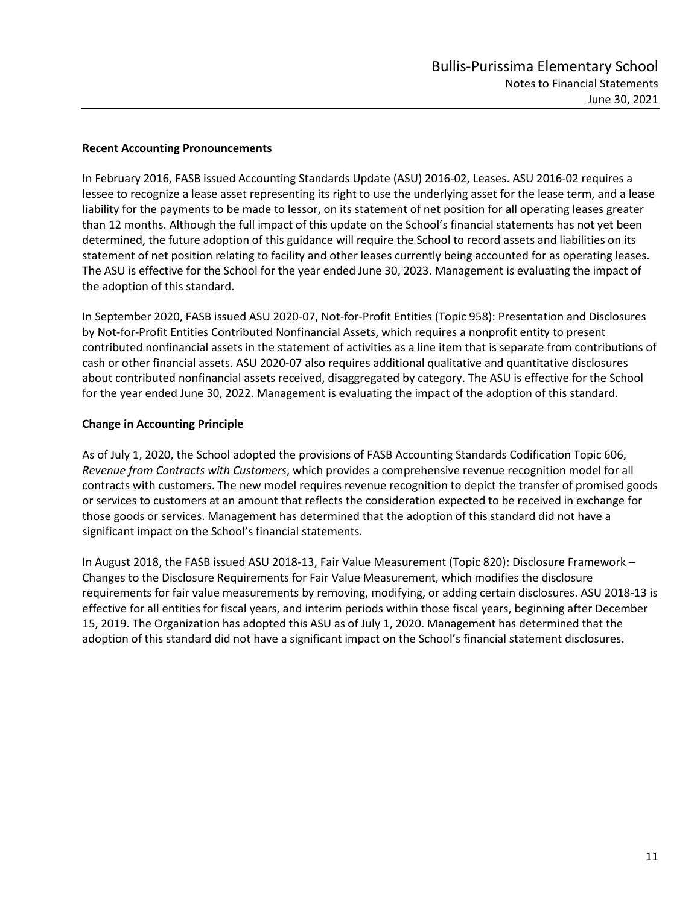**Recent Accounting Pronouncements**

In February 2016, FASB issued Accounting Standards Update (ASU) 2016-02, Leases. ASU 2016-02 requires a lessee to recognize a lease asset representing its right to use the underlying asset for the lease term, and a lease liability for the payments to be made to lessor, on its statement of net position for all operating leases greater than 12 months. Although the full impact of this update on the School's financial statements has not yet been determined, the future adoption of this guidance will require the School to record assets and liabilities on its statement of net position relating to facility and other leases currently being accounted for as operating leases. The ASU is effective for the School for the year ended June 30, 2023. Management is evaluating the impact of the adoption of this standard.

In September 2020, FASB issued ASU 2020-07, Not-for-Profit Entities (Topic 958): Presentation and Disclosures by Not-for-Profit Entities Contributed Nonfinancial Assets, which requires a nonprofit entity to present contributed nonfinancial assets in the statement of activities as a line item that is separate from contributions of cash or other financial assets. ASU 2020-07 also requires additional qualitative and quantitative disclosures about contributed nonfinancial assets received, disaggregated by category. The ASU is effective for the School for the year ended June 30, 2022. Management is evaluating the impact of the adoption of this standard.

**Change in Accounting Principle**

As of July 1, 2020, the School adopted the provisions of FASB Accounting Standards Codification Topic 606, *Revenue from Contracts with Customers*, which provides a comprehensive revenue recognition model for all contracts with customers. The new model requires revenue recognition to depict the transfer of promised goods or services to customers at an amount that reflects the consideration expected to be received in exchange for those goods or services. Management has determined that the adoption of this standard did not have a significant impact on the School's financial statements.

In August 2018, the FASB issued ASU 2018-13, Fair Value Measurement (Topic 820): Disclosure Framework – Changes to the Disclosure Requirements for Fair Value Measurement, which modifies the disclosure requirements for fair value measurements by removing, modifying, or adding certain disclosures. ASU 2018-13 is effective for all entities for fiscal years, and interim periods within those fiscal years, beginning after December 15, 2019. The Organization has adopted this ASU as of July 1, 2020. Management has determined that the adoption of this standard did not have a significant impact on the School's financial statement disclosures.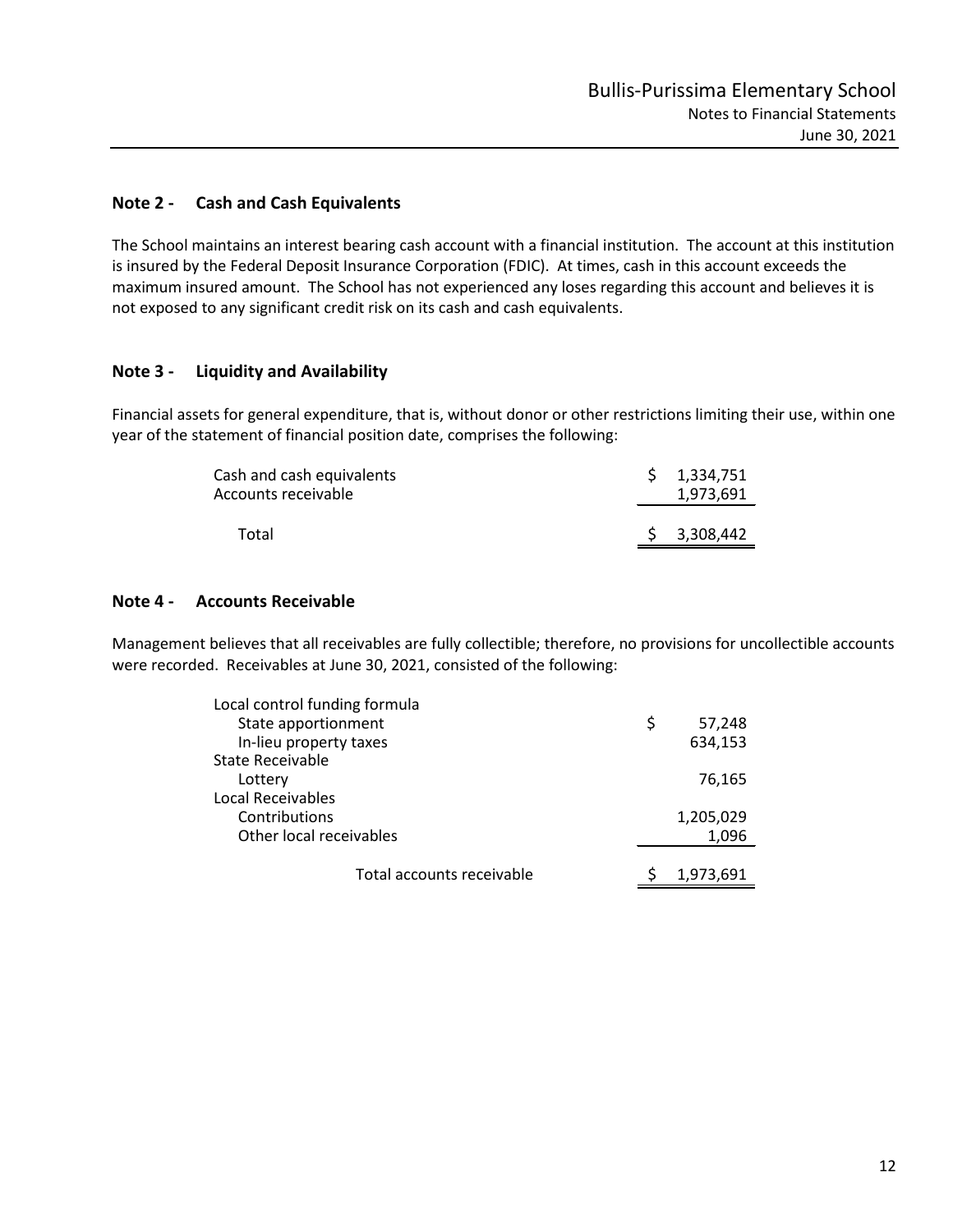## Note 2 - Cash and Cash Equivalents

The School maintains an interest bearing cash account with a financial institution. The account at this institution is insured by the Federal Deposit Insurance Corporation (FDIC). At times, cash in this account exceeds the maximum insured amount. The School has not experienced any loses regarding this account and believes it is not exposed to any significant credit risk on its cash and cash equivalents.

## Note 3 - Liquidity and Availability

Financial assets for general expenditure, that is, without donor or other restrictions limiting their use, within one year of the statement of financial position date, comprises the following:

| | |
|---|---|
| Cash and cash equivalents | $ 1,334,751 |
| Accounts receivable | 1,973,691 |
| Total | $ 3,308,442 |

## Note 4 - Accounts Receivable

Management believes that all receivables are fully collectible; therefore, no provisions for uncollectible accounts were recorded. Receivables at June 30, 2021, consisted of the following:

| | |
|---|---|
| Local control funding formula | |
| State apportionment | $ 57,248 |
| In-lieu property taxes | 634,153 |
| State Receivable | |
| Lottery | 76,165 |
| Local Receivables | |
| Contributions | 1,205,029 |
| Other local receivables | 1,096 |
| Total accounts receivable | $ 1,973,691 |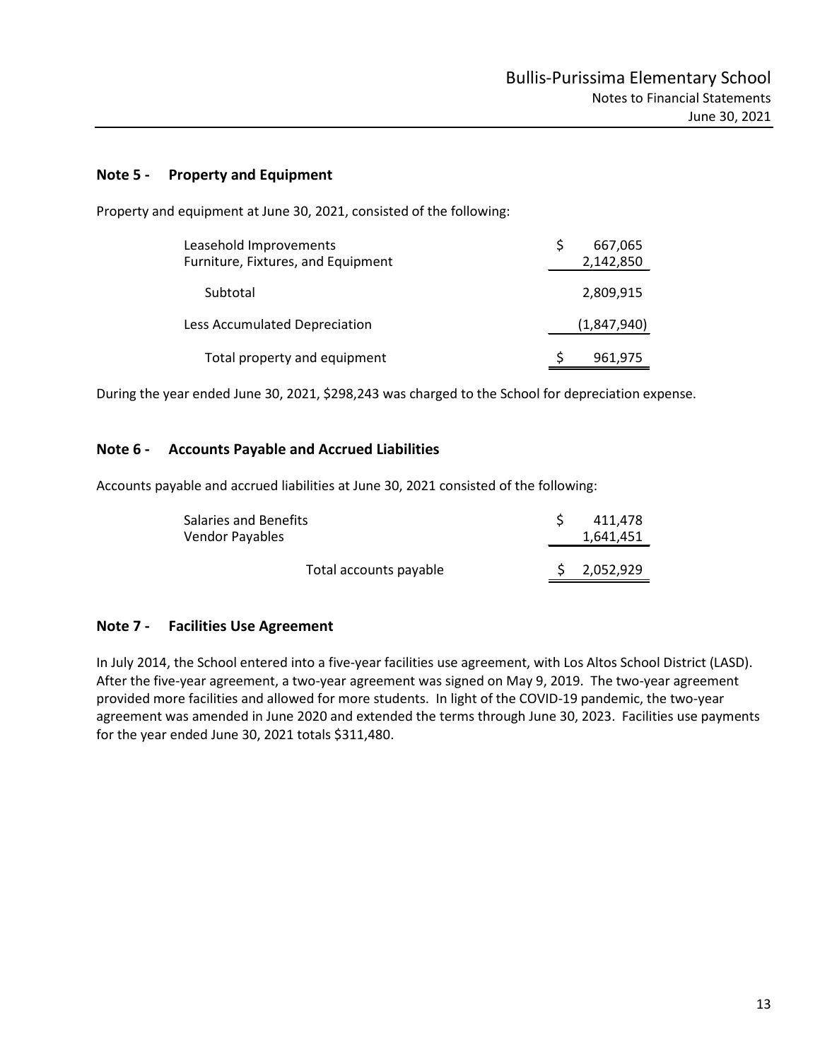## Note 5 - Property and Equipment

Property and equipment at June 30, 2021, consisted of the following:

| | |
|---|---|
| Leasehold Improvements | $ 667,065 |
| Furniture, Fixtures, and Equipment | 2,142,850 |
| Subtotal | 2,809,915 |
| Less Accumulated Depreciation | (1,847,940) |
| Total property and equipment | $ 961,975 |

During the year ended June 30, 2021, $298,243 was charged to the School for depreciation expense.

## Note 6 - Accounts Payable and Accrued Liabilities

Accounts payable and accrued liabilities at June 30, 2021 consisted of the following:

| | |
|---|---|
| Salaries and Benefits | $ 411,478 |
| Vendor Payables | 1,641,451 |
| Total accounts payable | $ 2,052,929 |

## Note 7 - Facilities Use Agreement

In July 2014, the School entered into a five-year facilities use agreement, with Los Altos School District (LASD). After the five-year agreement, a two-year agreement was signed on May 9, 2019. The two-year agreement provided more facilities and allowed for more students. In light of the COVID-19 pandemic, the two-year agreement was amended in June 2020 and extended the terms through June 30, 2023. Facilities use payments for the year ended June 30, 2021 totals $311,480.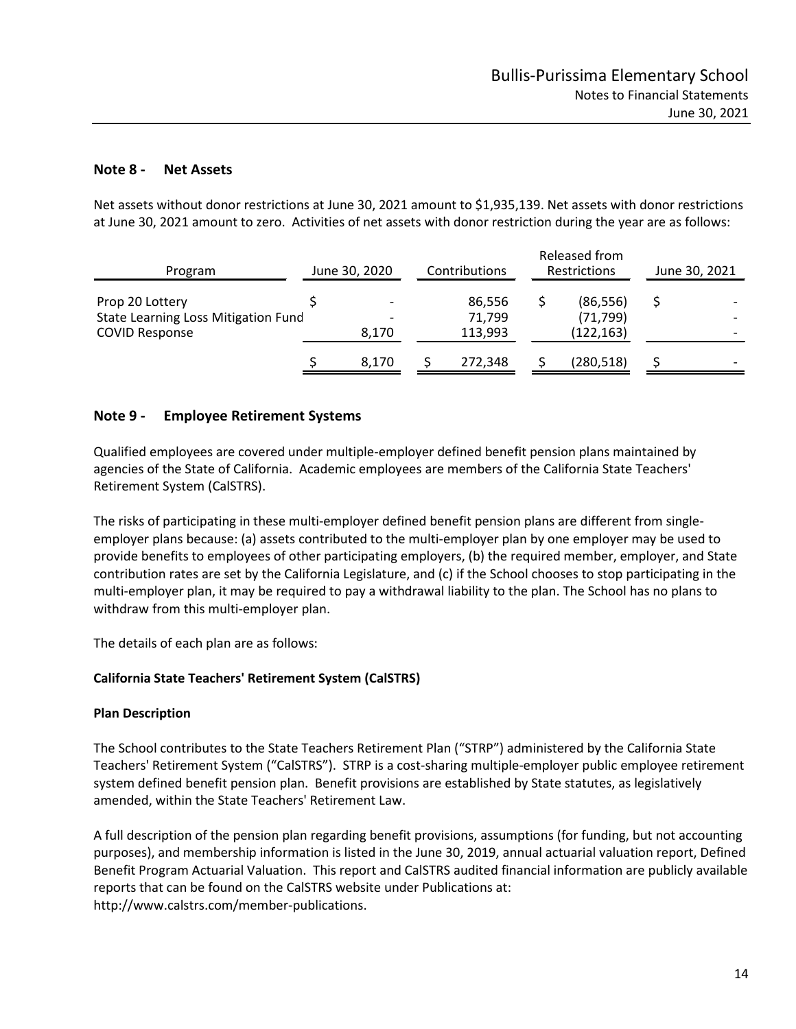## Note 8 - Net Assets

Net assets without donor restrictions at June 30, 2021 amount to $1,935,139. Net assets with donor restrictions at June 30, 2021 amount to zero. Activities of net assets with donor restriction during the year are as follows:

| Program | June 30, 2020 | Contributions | Released from Restrictions | June 30, 2021 |
|---|---|---|---|---|
| Prop 20 Lottery | $ - | 86,556 | $ (86,556) | $ - |
| State Learning Loss Mitigation Fund | - | 71,799 | (71,799) | - |
| COVID Response | 8,170 | 113,993 | (122,163) | - |
| | $ 8,170 | $ 272,348 | $ (280,518) | $ - |

## Note 9 - Employee Retirement Systems

Qualified employees are covered under multiple-employer defined benefit pension plans maintained by agencies of the State of California. Academic employees are members of the California State Teachers' Retirement System (CalSTRS).

The risks of participating in these multi-employer defined benefit pension plans are different from single-employer plans because: (a) assets contributed to the multi-employer plan by one employer may be used to provide benefits to employees of other participating employers, (b) the required member, employer, and State contribution rates are set by the California Legislature, and (c) if the School chooses to stop participating in the multi-employer plan, it may be required to pay a withdrawal liability to the plan. The School has no plans to withdraw from this multi-employer plan.

The details of each plan are as follows:

**California State Teachers' Retirement System (CalSTRS)**

**Plan Description**

The School contributes to the State Teachers Retirement Plan ("STRP") administered by the California State Teachers' Retirement System ("CalSTRS"). STRP is a cost-sharing multiple-employer public employee retirement system defined benefit pension plan. Benefit provisions are established by State statutes, as legislatively amended, within the State Teachers' Retirement Law.

A full description of the pension plan regarding benefit provisions, assumptions (for funding, but not accounting purposes), and membership information is listed in the June 30, 2019, annual actuarial valuation report, Defined Benefit Program Actuarial Valuation. This report and CalSTRS audited financial information are publicly available reports that can be found on the CalSTRS website under Publications at: http://www.calstrs.com/member-publications.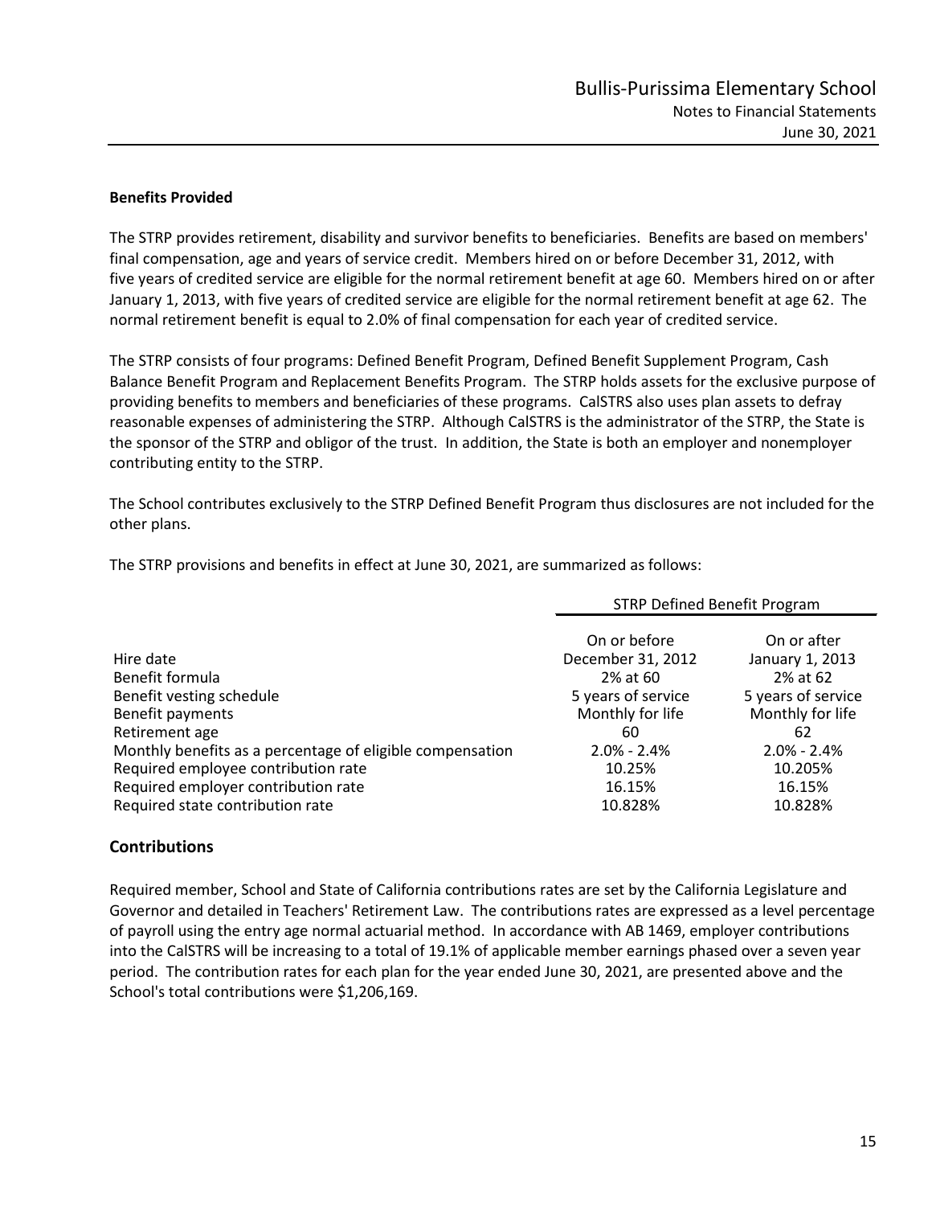**Benefits Provided**

The STRP provides retirement, disability and survivor benefits to beneficiaries. Benefits are based on members' final compensation, age and years of service credit. Members hired on or before December 31, 2012, with five years of credited service are eligible for the normal retirement benefit at age 60. Members hired on or after January 1, 2013, with five years of credited service are eligible for the normal retirement benefit at age 62. The normal retirement benefit is equal to 2.0% of final compensation for each year of credited service.

The STRP consists of four programs: Defined Benefit Program, Defined Benefit Supplement Program, Cash Balance Benefit Program and Replacement Benefits Program. The STRP holds assets for the exclusive purpose of providing benefits to members and beneficiaries of these programs. CalSTRS also uses plan assets to defray reasonable expenses of administering the STRP. Although CalSTRS is the administrator of the STRP, the State is the sponsor of the STRP and obligor of the trust. In addition, the State is both an employer and nonemployer contributing entity to the STRP.

The School contributes exclusively to the STRP Defined Benefit Program thus disclosures are not included for the other plans.

The STRP provisions and benefits in effect at June 30, 2021, are summarized as follows:

| | STRP Defined Benefit Program | |
|---|---|---|
| Hire date | On or before December 31, 2012 | On or after January 1, 2013 |
| Benefit formula | 2% at 60 | 2% at 62 |
| Benefit vesting schedule | 5 years of service | 5 years of service |
| Benefit payments | Monthly for life | Monthly for life |
| Retirement age | 60 | 62 |
| Monthly benefits as a percentage of eligible compensation | 2.0% - 2.4% | 2.0% - 2.4% |
| Required employee contribution rate | 10.25% | 10.205% |
| Required employer contribution rate | 16.15% | 16.15% |
| Required state contribution rate | 10.828% | 10.828% |

## Contributions

Required member, School and State of California contributions rates are set by the California Legislature and Governor and detailed in Teachers' Retirement Law. The contributions rates are expressed as a level percentage of payroll using the entry age normal actuarial method. In accordance with AB 1469, employer contributions into the CalSTRS will be increasing to a total of 19.1% of applicable member earnings phased over a seven year period. The contribution rates for each plan for the year ended June 30, 2021, are presented above and the School's total contributions were $1,206,169.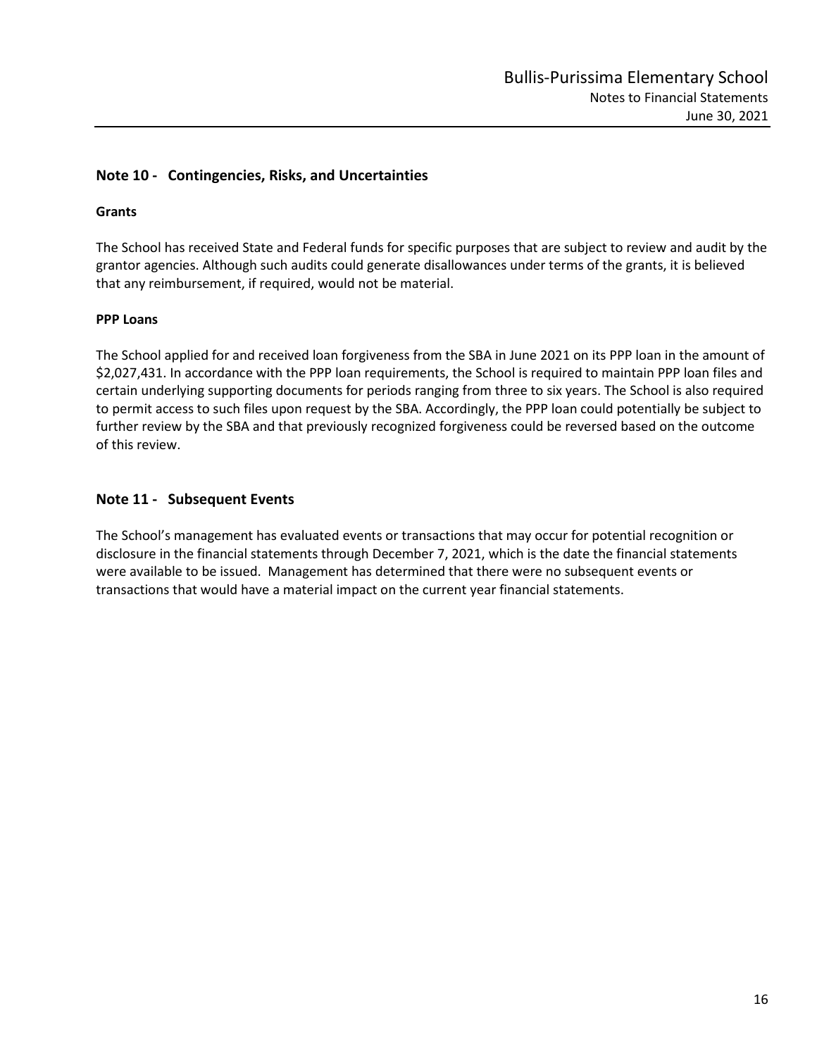## Note 10 - Contingencies, Risks, and Uncertainties

**Grants**

The School has received State and Federal funds for specific purposes that are subject to review and audit by the grantor agencies. Although such audits could generate disallowances under terms of the grants, it is believed that any reimbursement, if required, would not be material.

**PPP Loans**

The School applied for and received loan forgiveness from the SBA in June 2021 on its PPP loan in the amount of $2,027,431. In accordance with the PPP loan requirements, the School is required to maintain PPP loan files and certain underlying supporting documents for periods ranging from three to six years. The School is also required to permit access to such files upon request by the SBA. Accordingly, the PPP loan could potentially be subject to further review by the SBA and that previously recognized forgiveness could be reversed based on the outcome of this review.

## Note 11 - Subsequent Events

The School's management has evaluated events or transactions that may occur for potential recognition or disclosure in the financial statements through December 7, 2021, which is the date the financial statements were available to be issued. Management has determined that there were no subsequent events or transactions that would have a material impact on the current year financial statements.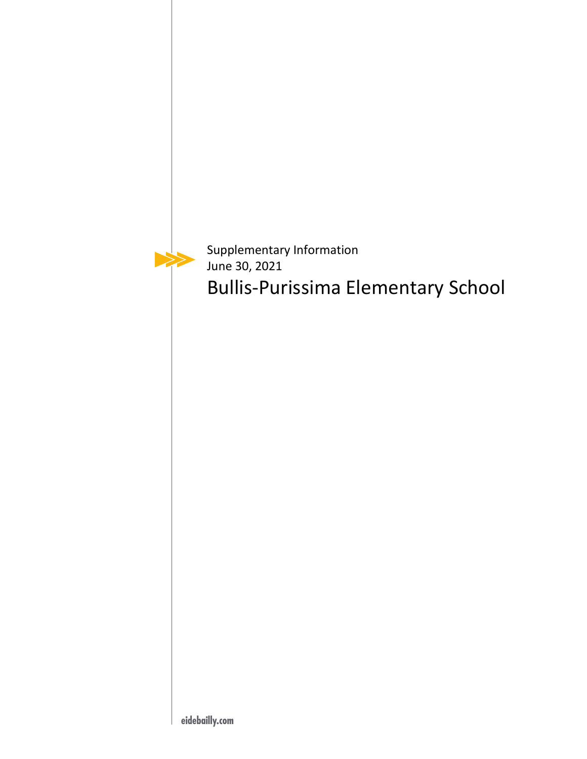Supplementary Information

June 30, 2021

# Bullis-Purissima Elementary School

eidebailly.com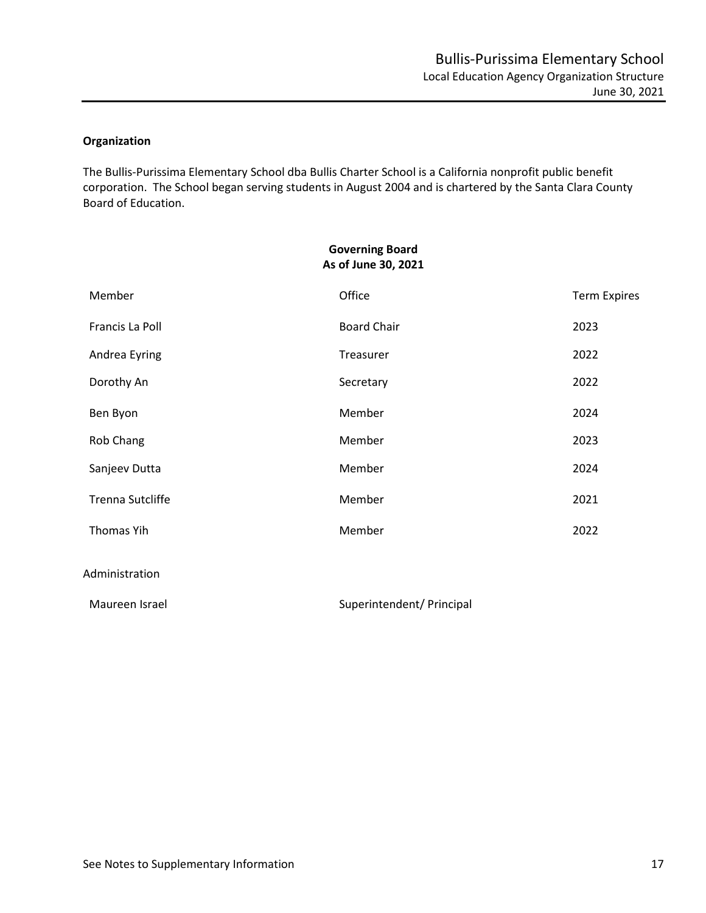## Organization

The Bullis-Purissima Elementary School dba Bullis Charter School is a California nonprofit public benefit corporation. The School began serving students in August 2004 and is chartered by the Santa Clara County Board of Education.

**Governing Board**
**As of June 30, 2021**

| Member | Office | Term Expires |
|---|---|---|
| Francis La Poll | Board Chair | 2023 |
| Andrea Eyring | Treasurer | 2022 |
| Dorothy An | Secretary | 2022 |
| Ben Byon | Member | 2024 |
| Rob Chang | Member | 2023 |
| Sanjeev Dutta | Member | 2024 |
| Trenna Sutcliffe | Member | 2021 |
| Thomas Yih | Member | 2022 |

Administration

| | |
|---|---|
| Maureen Israel | Superintendent/ Principal |

See Notes to Supplementary Information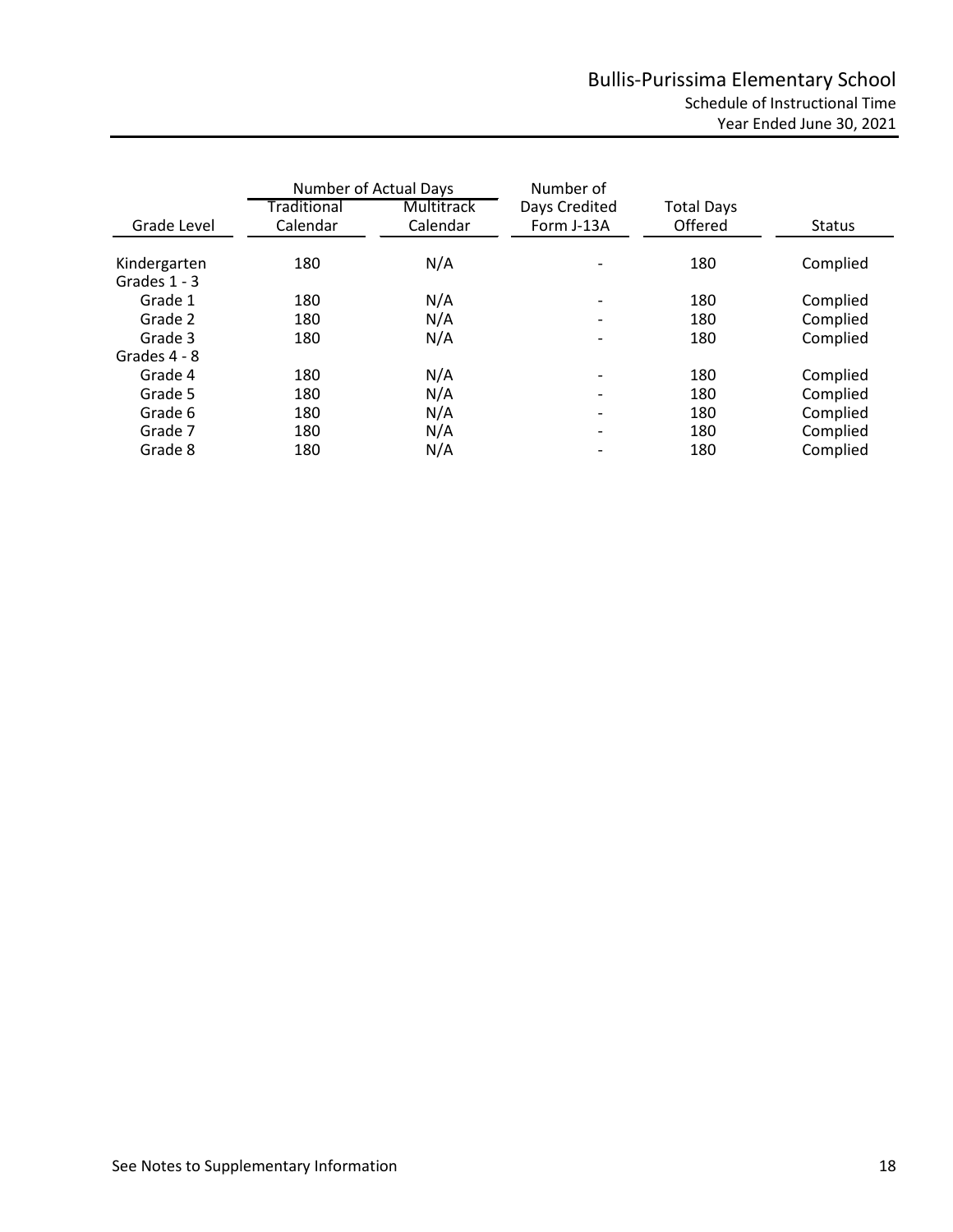# Bullis-Purissima Elementary School

## Schedule of Instructional Time

### Year Ended June 30, 2021

| Grade Level | Number of Actual Days | | Number of Days Credited Form J-13A | Total Days Offered | Status |
|---|---|---|---|---|---|
| | Traditional Calendar | Multitrack Calendar | | | |
| Kindergarten | 180 | N/A | - | 180 | Complied |
| Grades 1 - 3 | | | | | |
| Grade 1 | 180 | N/A | - | 180 | Complied |
| Grade 2 | 180 | N/A | - | 180 | Complied |
| Grade 3 | 180 | N/A | - | 180 | Complied |
| Grades 4 - 8 | | | | | |
| Grade 4 | 180 | N/A | - | 180 | Complied |
| Grade 5 | 180 | N/A | - | 180 | Complied |
| Grade 6 | 180 | N/A | - | 180 | Complied |
| Grade 7 | 180 | N/A | - | 180 | Complied |
| Grade 8 | 180 | N/A | - | 180 | Complied |

See Notes to Supplementary Information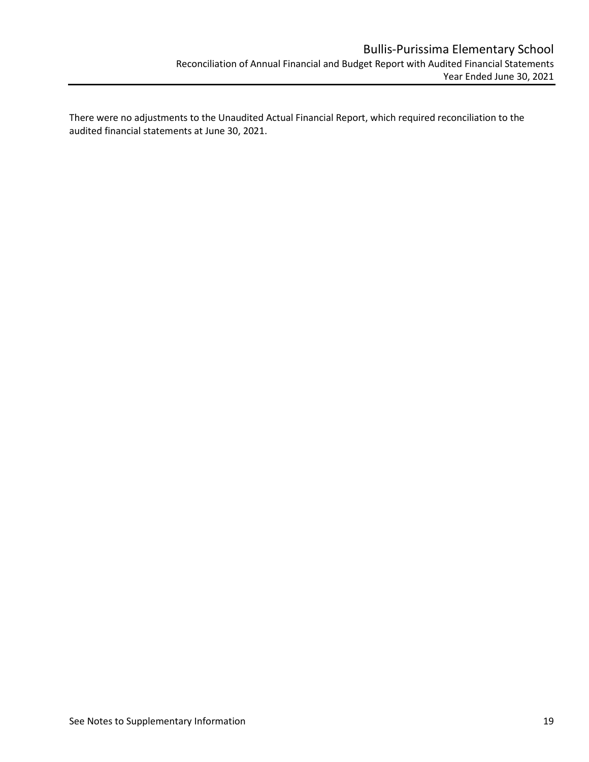# Bullis-Purissima Elementary School

## Reconciliation of Annual Financial and Budget Report with Audited Financial Statements

### Year Ended June 30, 2021

There were no adjustments to the Unaudited Actual Financial Report, which required reconciliation to the audited financial statements at June 30, 2021.

See Notes to Supplementary Information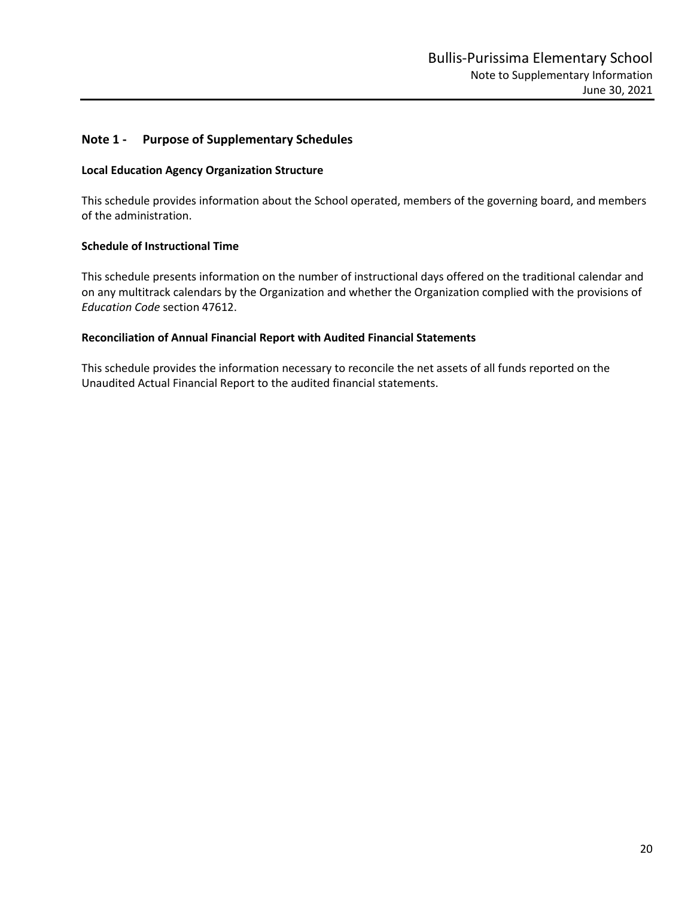## Note 1 - Purpose of Supplementary Schedules

### Local Education Agency Organization Structure

This schedule provides information about the School operated, members of the governing board, and members of the administration.

### Schedule of Instructional Time

This schedule presents information on the number of instructional days offered on the traditional calendar and on any multitrack calendars by the Organization and whether the Organization complied with the provisions of *Education Code* section 47612.

### Reconciliation of Annual Financial Report with Audited Financial Statements

This schedule provides the information necessary to reconcile the net assets of all funds reported on the Unaudited Actual Financial Report to the audited financial statements.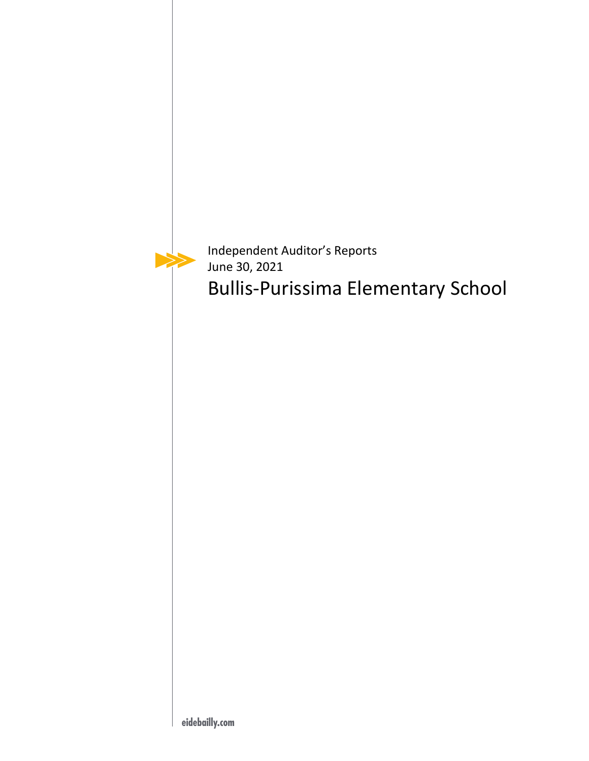Independent Auditor's Reports

June 30, 2021

# Bullis-Purissima Elementary School

eidebailly.com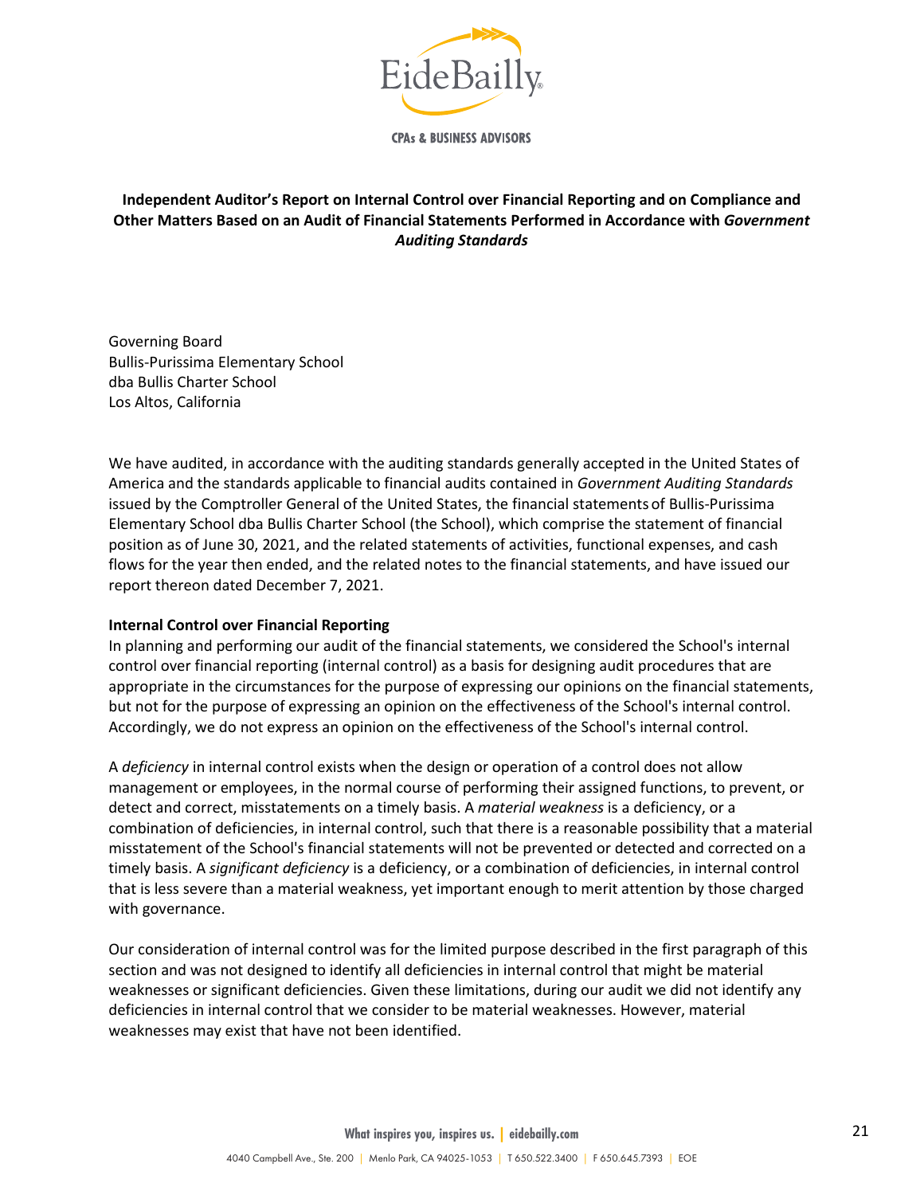# Independent Auditor's Report on Internal Control over Financial Reporting and on Compliance and Other Matters Based on an Audit of Financial Statements Performed in Accordance with *Government Auditing Standards*

Governing Board
Bullis-Purissima Elementary School
dba Bullis Charter School
Los Altos, California

We have audited, in accordance with the auditing standards generally accepted in the United States of America and the standards applicable to financial audits contained in *Government Auditing Standards* issued by the Comptroller General of the United States, the financial statements of Bullis-Purissima Elementary School dba Bullis Charter School (the School), which comprise the statement of financial position as of June 30, 2021, and the related statements of activities, functional expenses, and cash flows for the year then ended, and the related notes to the financial statements, and have issued our report thereon dated December 7, 2021.

**Internal Control over Financial Reporting**

In planning and performing our audit of the financial statements, we considered the School's internal control over financial reporting (internal control) as a basis for designing audit procedures that are appropriate in the circumstances for the purpose of expressing our opinions on the financial statements, but not for the purpose of expressing an opinion on the effectiveness of the School's internal control. Accordingly, we do not express an opinion on the effectiveness of the School's internal control.

A *deficiency* in internal control exists when the design or operation of a control does not allow management or employees, in the normal course of performing their assigned functions, to prevent, or detect and correct, misstatements on a timely basis. A *material weakness* is a deficiency, or a combination of deficiencies, in internal control, such that there is a reasonable possibility that a material misstatement of the School's financial statements will not be prevented or detected and corrected on a timely basis. A *significant deficiency* is a deficiency, or a combination of deficiencies, in internal control that is less severe than a material weakness, yet important enough to merit attention by those charged with governance.

Our consideration of internal control was for the limited purpose described in the first paragraph of this section and was not designed to identify all deficiencies in internal control that might be material weaknesses or significant deficiencies. Given these limitations, during our audit we did not identify any deficiencies in internal control that we consider to be material weaknesses. However, material weaknesses may exist that have not been identified.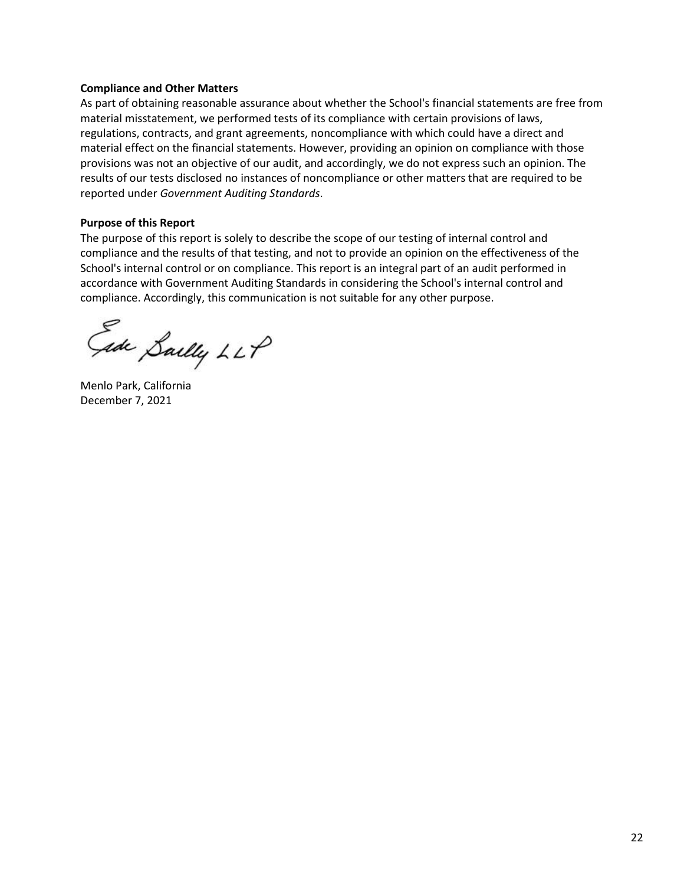**Compliance and Other Matters**

As part of obtaining reasonable assurance about whether the School's financial statements are free from material misstatement, we performed tests of its compliance with certain provisions of laws, regulations, contracts, and grant agreements, noncompliance with which could have a direct and material effect on the financial statements. However, providing an opinion on compliance with those provisions was not an objective of our audit, and accordingly, we do not express such an opinion. The results of our tests disclosed no instances of noncompliance or other matters that are required to be reported under *Government Auditing Standards*.

**Purpose of this Report**

The purpose of this report is solely to describe the scope of our testing of internal control and compliance and the results of that testing, and not to provide an opinion on the effectiveness of the School's internal control or on compliance. This report is an integral part of an audit performed in accordance with Government Auditing Standards in considering the School's internal control and compliance. Accordingly, this communication is not suitable for any other purpose.

Eide Bailly LLP

Menlo Park, California
December 7, 2021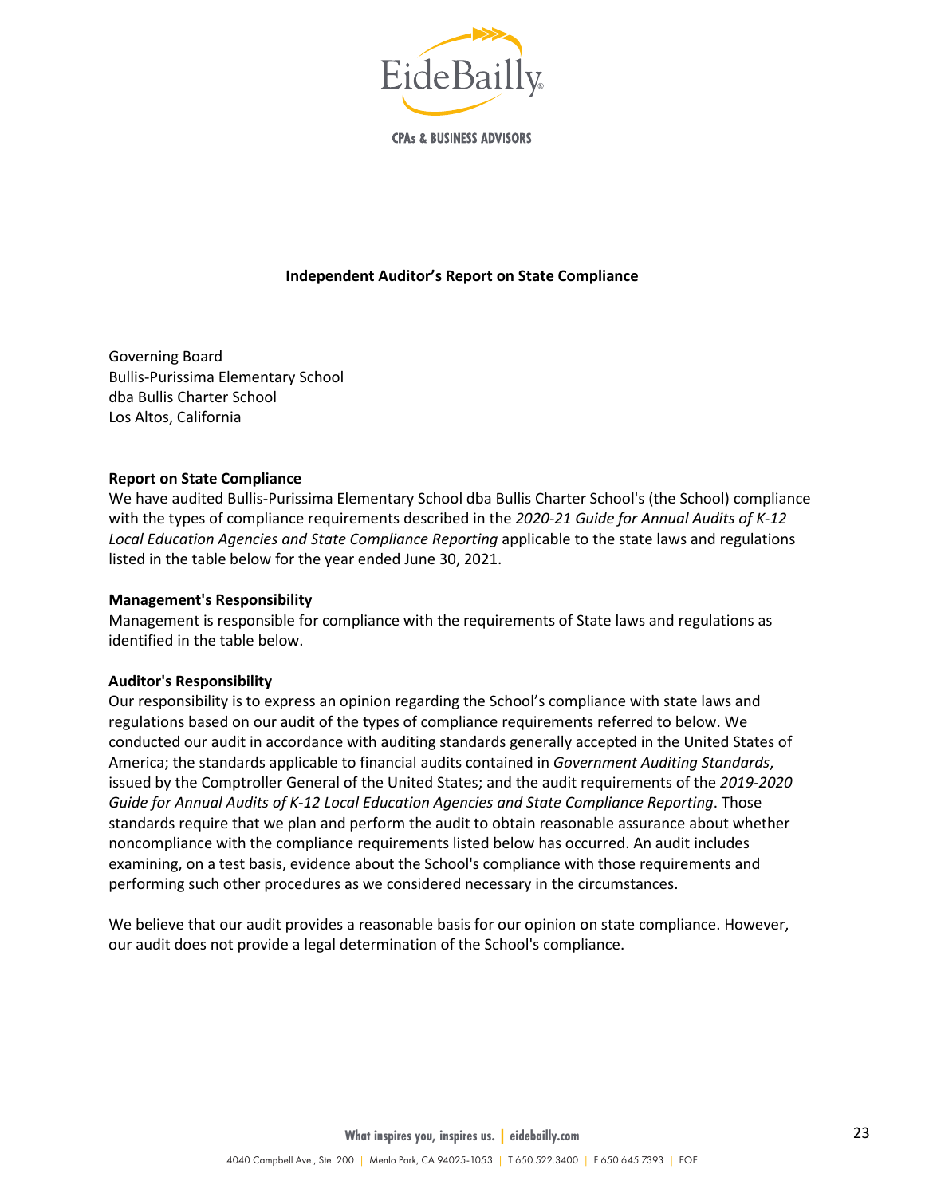# Independent Auditor's Report on State Compliance

Governing Board
Bullis-Purissima Elementary School
dba Bullis Charter School
Los Altos, California

## Report on State Compliance

We have audited Bullis-Purissima Elementary School dba Bullis Charter School's (the School) compliance with the types of compliance requirements described in the *2020-21 Guide for Annual Audits of K-12 Local Education Agencies and State Compliance Reporting* applicable to the state laws and regulations listed in the table below for the year ended June 30, 2021.

## Management's Responsibility

Management is responsible for compliance with the requirements of State laws and regulations as identified in the table below.

## Auditor's Responsibility

Our responsibility is to express an opinion regarding the School's compliance with state laws and regulations based on our audit of the types of compliance requirements referred to below. We conducted our audit in accordance with auditing standards generally accepted in the United States of America; the standards applicable to financial audits contained in *Government Auditing Standards*, issued by the Comptroller General of the United States; and the audit requirements of the *2019-2020 Guide for Annual Audits of K-12 Local Education Agencies and State Compliance Reporting*. Those standards require that we plan and perform the audit to obtain reasonable assurance about whether noncompliance with the compliance requirements listed below has occurred. An audit includes examining, on a test basis, evidence about the School's compliance with those requirements and performing such other procedures as we considered necessary in the circumstances.

We believe that our audit provides a reasonable basis for our opinion on state compliance. However, our audit does not provide a legal determination of the School's compliance.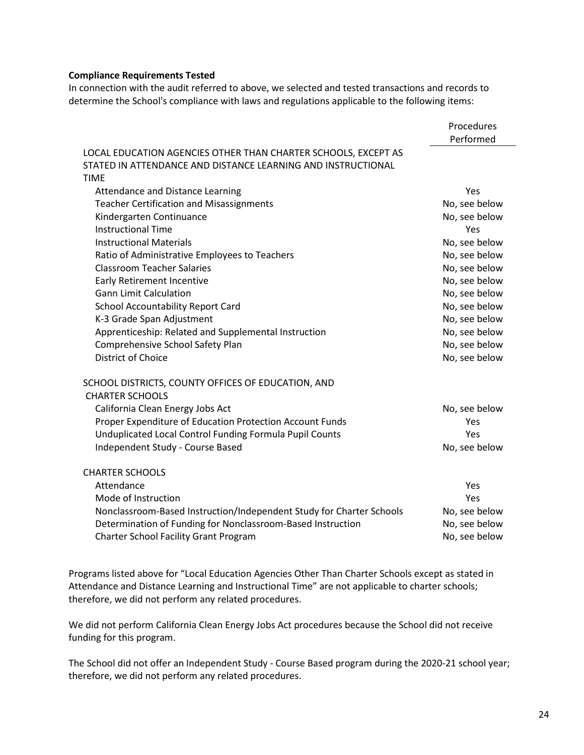**Compliance Requirements Tested**

In connection with the audit referred to above, we selected and tested transactions and records to determine the School's compliance with laws and regulations applicable to the following items:

| | Procedures Performed |
|---|---|
| LOCAL EDUCATION AGENCIES OTHER THAN CHARTER SCHOOLS, EXCEPT AS STATED IN ATTENDANCE AND DISTANCE LEARNING AND INSTRUCTIONAL TIME | |
| Attendance and Distance Learning | Yes |
| Teacher Certification and Misassignments | No, see below |
| Kindergarten Continuance | No, see below |
| Instructional Time | Yes |
| Instructional Materials | No, see below |
| Ratio of Administrative Employees to Teachers | No, see below |
| Classroom Teacher Salaries | No, see below |
| Early Retirement Incentive | No, see below |
| Gann Limit Calculation | No, see below |
| School Accountability Report Card | No, see below |
| K-3 Grade Span Adjustment | No, see below |
| Apprenticeship: Related and Supplemental Instruction | No, see below |
| Comprehensive School Safety Plan | No, see below |
| District of Choice | No, see below |
| SCHOOL DISTRICTS, COUNTY OFFICES OF EDUCATION, AND CHARTER SCHOOLS | |
| California Clean Energy Jobs Act | No, see below |
| Proper Expenditure of Education Protection Account Funds | Yes |
| Unduplicated Local Control Funding Formula Pupil Counts | Yes |
| Independent Study - Course Based | No, see below |
| CHARTER SCHOOLS | |
| Attendance | Yes |
| Mode of Instruction | Yes |
| Nonclassroom-Based Instruction/Independent Study for Charter Schools | No, see below |
| Determination of Funding for Nonclassroom-Based Instruction | No, see below |
| Charter School Facility Grant Program | No, see below |

Programs listed above for "Local Education Agencies Other Than Charter Schools except as stated in Attendance and Distance Learning and Instructional Time" are not applicable to charter schools; therefore, we did not perform any related procedures.

We did not perform California Clean Energy Jobs Act procedures because the School did not receive funding for this program.

The School did not offer an Independent Study - Course Based program during the 2020-21 school year; therefore, we did not perform any related procedures.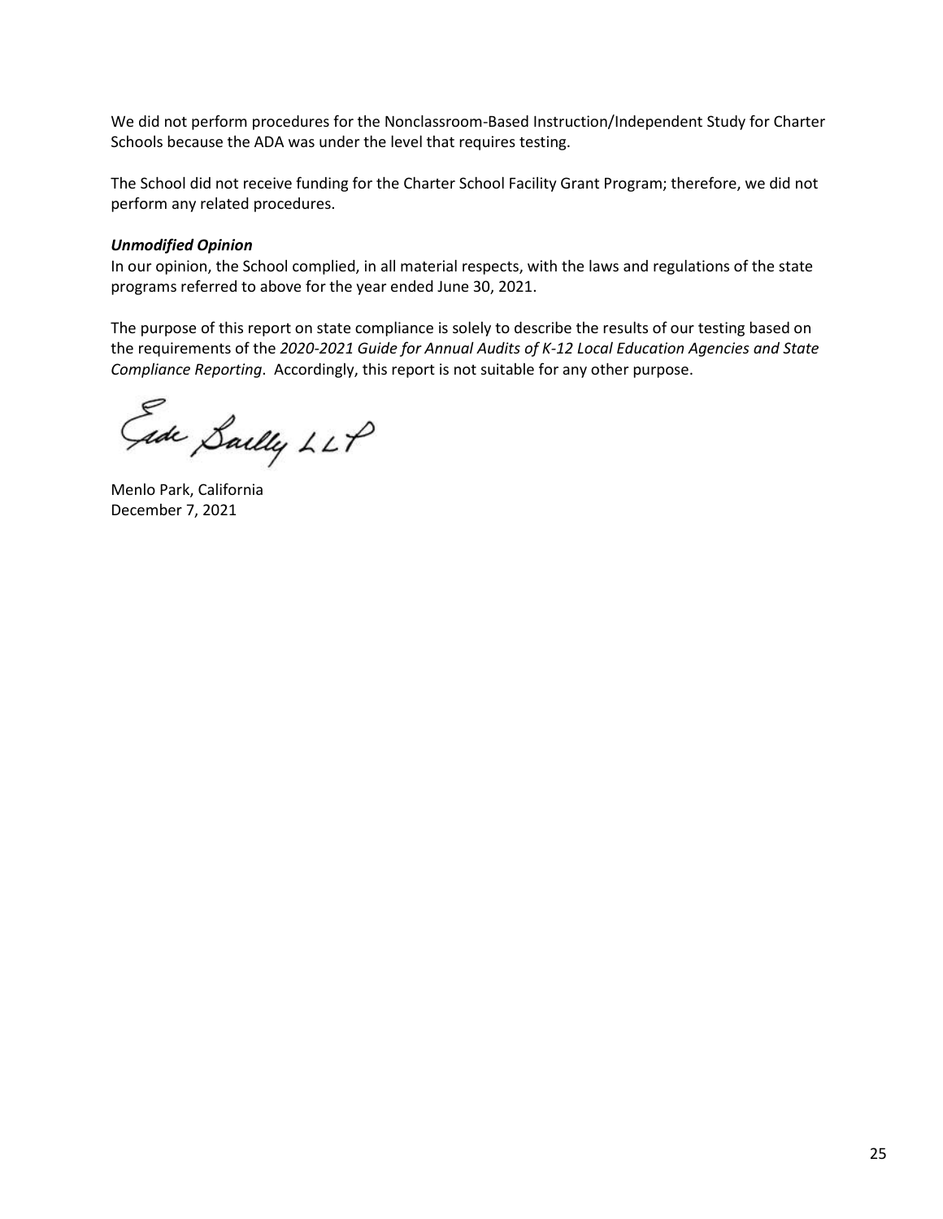We did not perform procedures for the Nonclassroom-Based Instruction/Independent Study for Charter Schools because the ADA was under the level that requires testing.

The School did not receive funding for the Charter School Facility Grant Program; therefore, we did not perform any related procedures.

***Unmodified Opinion***

In our opinion, the School complied, in all material respects, with the laws and regulations of the state programs referred to above for the year ended June 30, 2021.

The purpose of this report on state compliance is solely to describe the results of our testing based on the requirements of the *2020-2021 Guide for Annual Audits of K-12 Local Education Agencies and State Compliance Reporting*. Accordingly, this report is not suitable for any other purpose.

Eide Bailly LLP

Menlo Park, California
December 7, 2021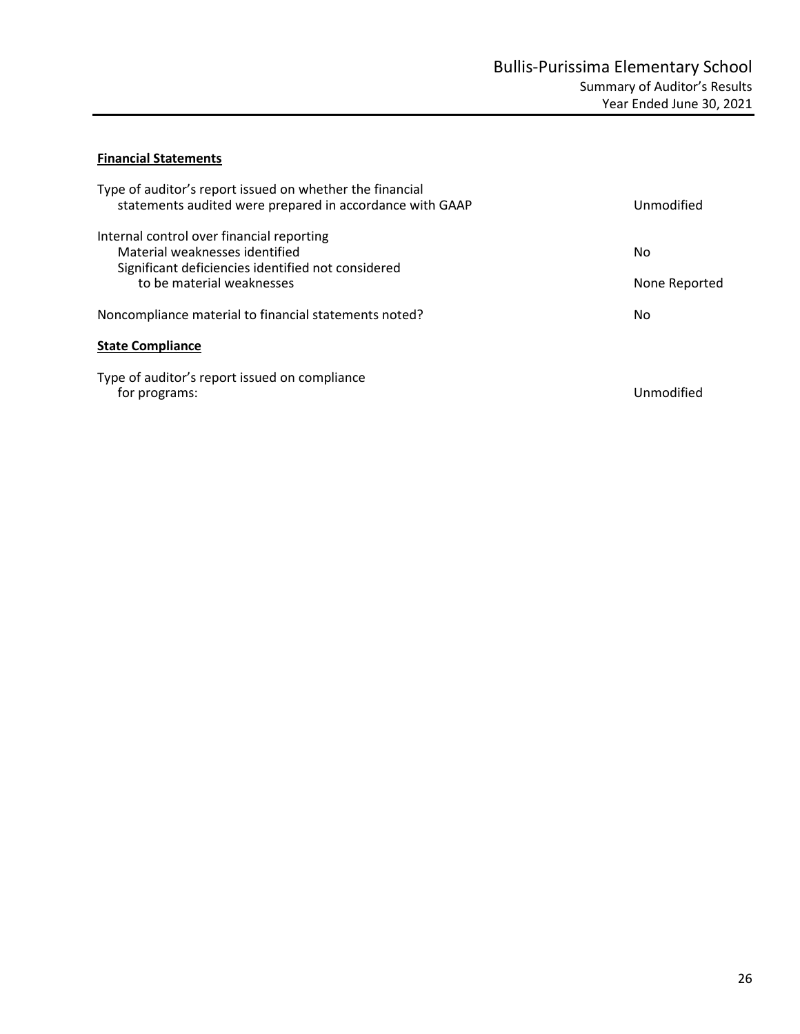# Bullis-Purissima Elementary School

## Summary of Auditor's Results

### Year Ended June 30, 2021

**Financial Statements**

| | |
|---|---|
| Type of auditor's report issued on whether the financial statements audited were prepared in accordance with GAAP | Unmodified |
| Internal control over financial reporting | |
| Material weaknesses identified | No |
| Significant deficiencies identified not considered to be material weaknesses | None Reported |
| Noncompliance material to financial statements noted? | No |

**State Compliance**

| | |
|---|---|
| Type of auditor's report issued on compliance for programs: | Unmodified |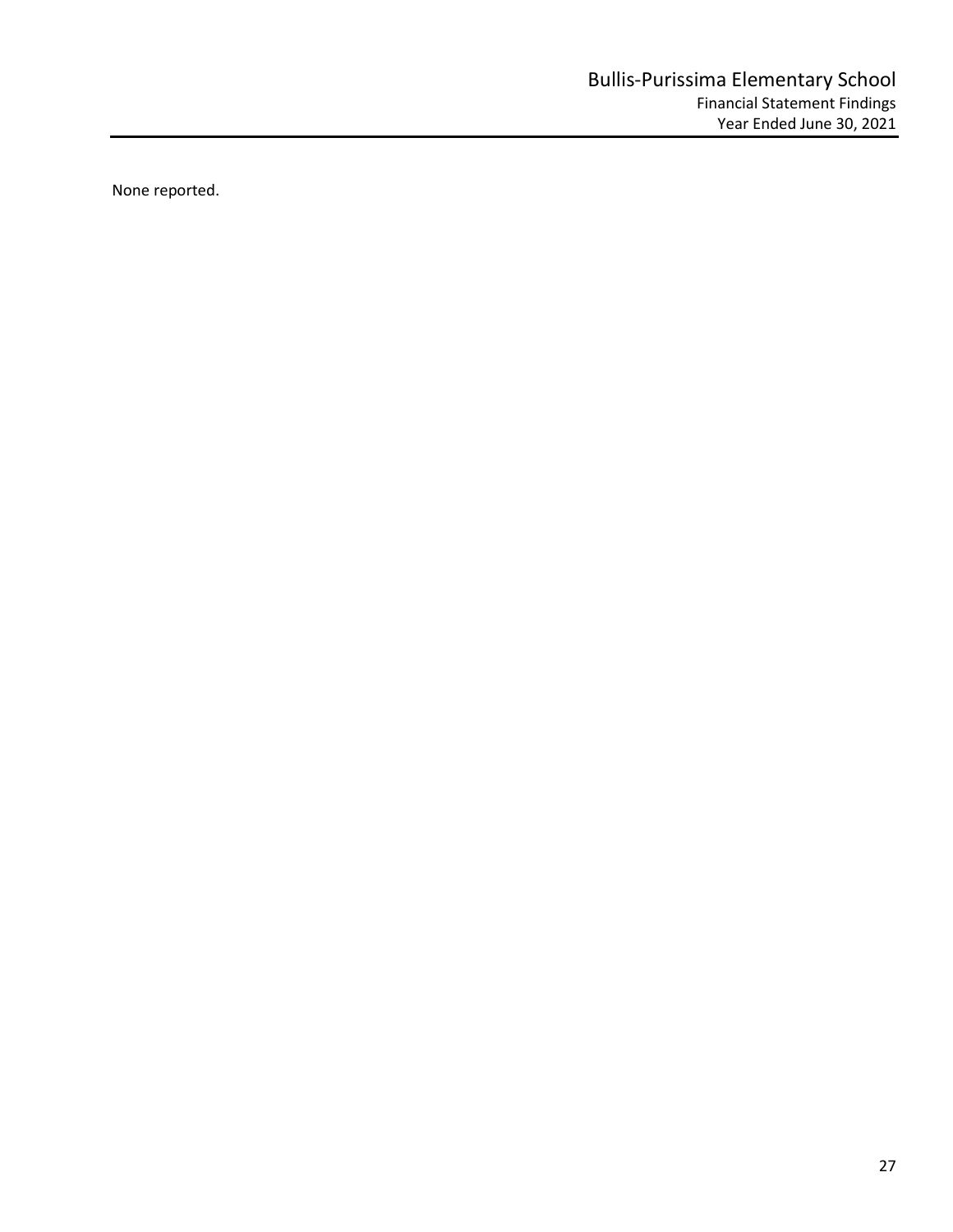# Bullis-Purissima Elementary School

## Financial Statement Findings

Year Ended June 30, 2021

None reported.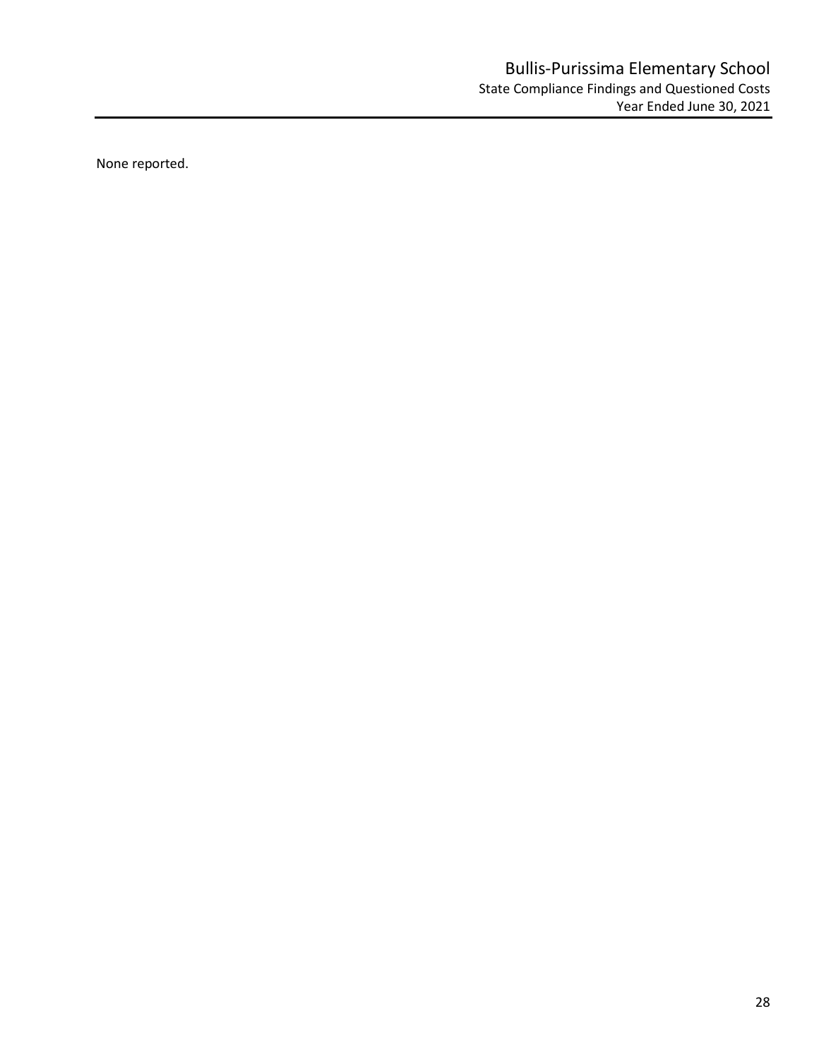# Bullis-Purissima Elementary School

State Compliance Findings and Questioned Costs

Year Ended June 30, 2021

None reported.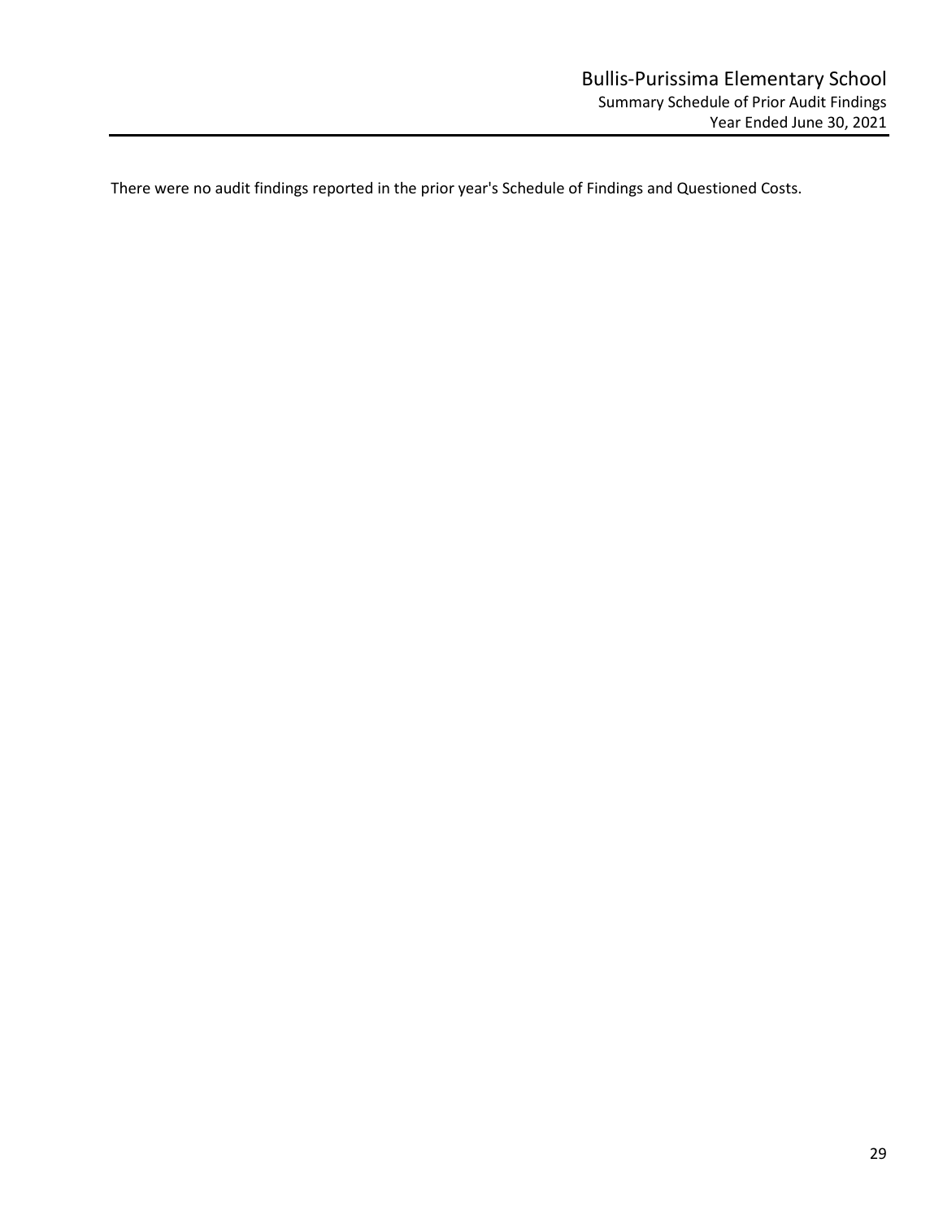# Bullis-Purissima Elementary School

## Summary Schedule of Prior Audit Findings

### Year Ended June 30, 2021

There were no audit findings reported in the prior year's Schedule of Findings and Questioned Costs.